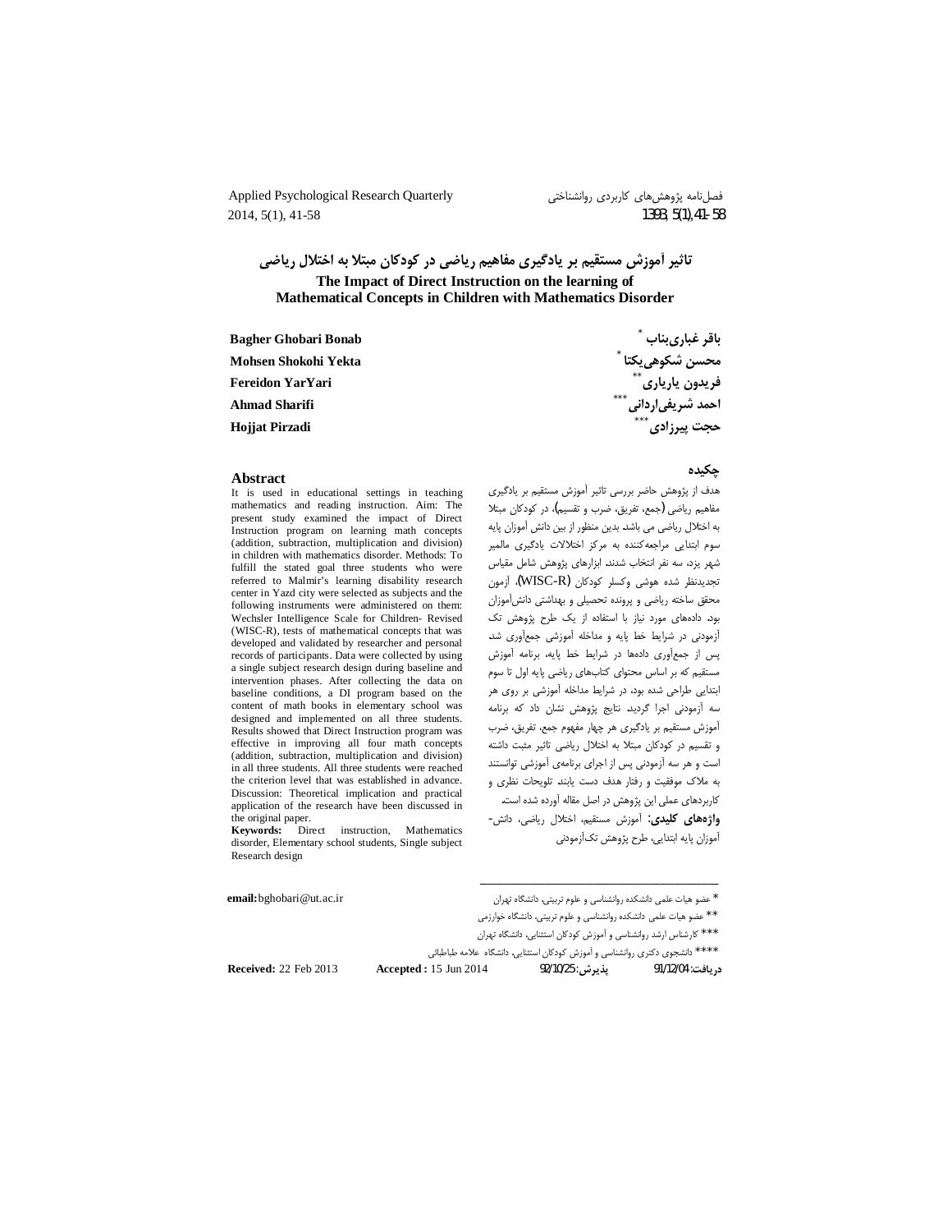# تاثیر آموزش مستقیم بر یادگیری مفاهیم ریاضی در کودکان مبتلا به اختلال ریاضی

## The Impact of Direct Instruction on the learning of Mathematical Concepts in Children with Mathematics Disorder

باقر غباری‌بناب [*]
محسن شکوهی‌یکتا [*]
فریدون یاریاری [**]
احمد شریفی‌اردانی [***]
حجت پیرزادی [***]

Bagher Ghobari Bonab
Mohsen Shokohi Yekta
Fereidon YarYari
Ahmad Sharifi
Hojjat Pirzadi

### چکیده

هدف از پژوهش حاضر بررسی تاثیر آموزش مستقیم بر یادگیری مفاهیم ریاضی (جمع، تفریق، ضرب و تقسیم)، در کودکان مبتلا به اختلال ریاضی می باشد. بدین منظور از بین دانش آموزان پایه سوم ابتدایی مراجعه‌کننده به مرکز اختلالات یادگیری مالمیر شهر یزد، سه نفر انتخاب شدند. ابزارهای پژوهش شامل مقیاس تجدیدنظر شده هوشی وکسلر کودکان (WISC-R)، آزمون محقق ساخته ریاضی و پرونده تحصیلی و بهداشتی دانش‌آموزان بود. داده‌های مورد نیاز با استفاده از یک طرح پژوهش تک آزمودنی در شرایط خط پایه و مداخله آموزشی جمع‌آوری شد. پس از جمع‌آوری داده‌ها در شرایط خط پایه، برنامه آموزش مستقیم که بر اساس محتوای کتاب‌های ریاضی پایه اول تا سوم ابتدایی طراحی شده بود، در شرایط مداخله آموزشی بر روی هر سه آزمودنی اجرا گردید. نتایج پژوهش نشان داد که برنامه آموزش مستقیم بر یادگیری هر چهار مفهوم جمع، تفریق، ضرب و تقسیم در کودکان مبتلا به اختلال ریاضی تاثیر مثبت داشته است و هر سه آزمودنی پس از اجرای برنامه‌ی آموزشی توانستند به ملاک موفقیت و رفتار هدف دست یابند. تلویحات نظری و کاربردهای عملی این پژوهش در اصل مقاله آورده شده است.

**واژه‌های کلیدی:** آموزش مستقیم، اختلال ریاضی، دانش‌آموزان پایه ابتدایی، طرح پژوهش تک‌آزمودنی

### Abstract

It is used in educational settings in teaching mathematics and reading instruction. Aim: The present study examined the impact of Direct Instruction program on learning math concepts (addition, subtraction, multiplication and division) in children with mathematics disorder. Methods: To fulfill the stated goal three students who were referred to Malmir's learning disability research center in Yazd city were selected as subjects and the following instruments were administered on them: Wechsler Intelligence Scale for Children- Revised (WISC-R), tests of mathematical concepts that was developed and validated by researcher and personal records of participants. Data were collected by using a single subject research design during baseline and intervention phases. After collecting the data on baseline conditions, a DI program based on the content of math books in elementary school was designed and implemented on all three students. Results showed that Direct Instruction program was effective in improving all four math concepts (addition, subtraction, multiplication and division) in all three students. All three students were reached the criterion level that was established in advance. Discussion: Theoretical implication and practical application of the research have been discussed in the original paper.

**Keywords:** Direct instruction, Mathematics disorder, Elementary school students, Single subject Research design

---

[*] عضو هیات علمی دانشکده روانشناسی و علوم تربیتی، دانشگاه تهران

[**] عضو هیات علمی دانشکده روانشناسی و علوم تربیتی، دانشگاه خوارزمی

[***] کارشناس ارشد روانشناسی و آموزش کودکان استثنایی، دانشگاه تهران

[****] دانشجوی دکتری روانشناسی و آموزش کودکان استثنایی، دانشگاه علامه طباطبائی

**email:** bghobari@ut.ac.ir

دریافت: 91/12/04 پذیرش: 92/10/25

**Received:** 22 Feb 2013 **Accepted :** 15 Jun 2014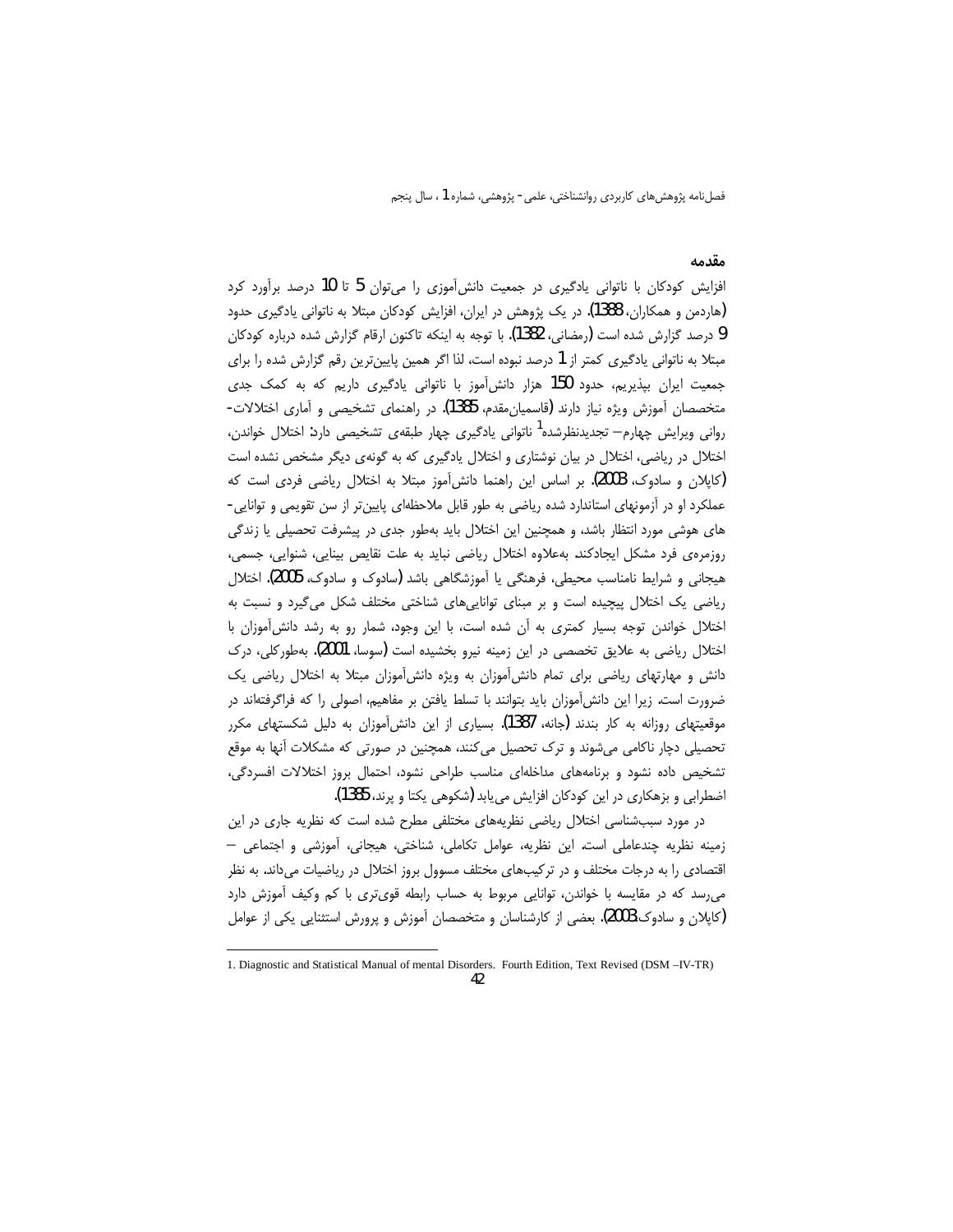## مقدمه

افزایش کودکان با ناتوانی یادگیری در جمعیت دانش‌آموزی را می‌توان 5 تا 10 درصد برآورد کرد (هاردمن و همکاران، 1388). در یک پژوهش در ایران، افزایش کودکان مبتلا به ناتوانی یادگیری حدود 9 درصد گزارش شده است (رمضانی، 1382). با توجه به اینکه تاکنون ارقام گزارش شده درباره کودکان مبتلا به ناتوانی یادگیری کمتر از 1 درصد نبوده است، لذا اگر همین پایین‌ترین رقم گزارش شده را برای جمعیت ایران بپذیریم، حدود 150 هزار دانش‌آموز با ناتوانی یادگیری داریم که به کمک جدی متخصصان آموزش ویژه نیاز دارند (قاسمیان‌مقدم، 1385). در راهنمای تشخیصی و آماری اختلالات-روانی ویرایش چهارم– تجدیدنظرشده[1] ناتوانی یادگیری چهار طبقه‌ی تشخیصی دارد: اختلال خواندن، اختلال در ریاضی، اختلال در بیان نوشتاری و اختلال یادگیری که به گونه‌ی دیگر مشخص نشده است (کاپلان و سادوک، 2003). بر اساس این راهنما دانش‌آموز مبتلا به اختلال ریاضی فردی است که عملکرد او در آزمونهای استاندارد شده ریاضی به طور قابل ملاحظه‌ای پایین‌تر از سن تقویمی و توانایی-های هوشی مورد انتظار باشد، و همچنین این اختلال باید به‌طور جدی در پیشرفت تحصیلی یا زندگی روزمره‌ی فرد مشکل ایجادکند. به‌علاوه اختلال ریاضی نباید به علت نقایص بینایی، شنوایی، جسمی، هیجانی و شرایط نامناسب محیطی، فرهنگی یا آموزشگاهی باشد (سادوک و سادوک، 2005). اختلال ریاضی یک اختلال پیچیده است و بر مبنای توانایی‌های شناختی مختلف شکل می‌گیرد و نسبت به اختلال خواندن توجه بسیار کمتری به آن شده است، با این وجود، شمار رو به رشد دانش‌آموزان با اختلال ریاضی به علایق تخصصی در این زمینه نیرو بخشیده است (سوسا، 2001). به‌طورکلی، درک دانش و مهارتهای ریاضی برای تمام دانش‌آموزان به ویژه دانش‌آموزان مبتلا به اختلال ریاضی یک ضرورت است. زیرا این دانش‌آموزان باید بتوانند با تسلط یافتن بر مفاهیم، اصولی را که فراگرفته‌اند در موقعیتهای روزانه به کار بندند (جانه، 1387). بسیاری از این دانش‌آموزان به دلیل شکستهای مکرر تحصیلی دچار ناکامی می‌شوند و ترک تحصیل می‌کنند، همچنین در صورتی که مشکلات آنها به موقع تشخیص داده نشود و برنامه‌های مداخله‌ای مناسب طراحی نشود، احتمال بروز اختلالات افسردگی، اضطرابی و بزهکاری در این کودکان افزایش می‌یابد (شکوهی یکتا و پرند، 1385).

در مورد سبب‌شناسی اختلال ریاضی نظریه‌های مختلفی مطرح شده است که نظریه جاری در این زمینه نظریه چندعاملی است. این نظریه، عوامل تکاملی، شناختی، هیجانی، آموزشی و اجتماعی – اقتصادی را به درجات مختلف و در ترکیب‌های مختلف مسوول بروز اختلال در ریاضیات می‌داند. به نظر می‌رسد که در مقایسه با خواندن، توانایی مربوط به حساب رابطه قوی‌تری با کم وکیف آموزش دارد (کاپلان و سادوک2003). بعضی از کارشناسان و متخصصان آموزش و پرورش استثنایی یکی از عوامل

---

1. Diagnostic and Statistical Manual of mental Disorders. Fourth Edition, Text Revised (DSM –IV-TR)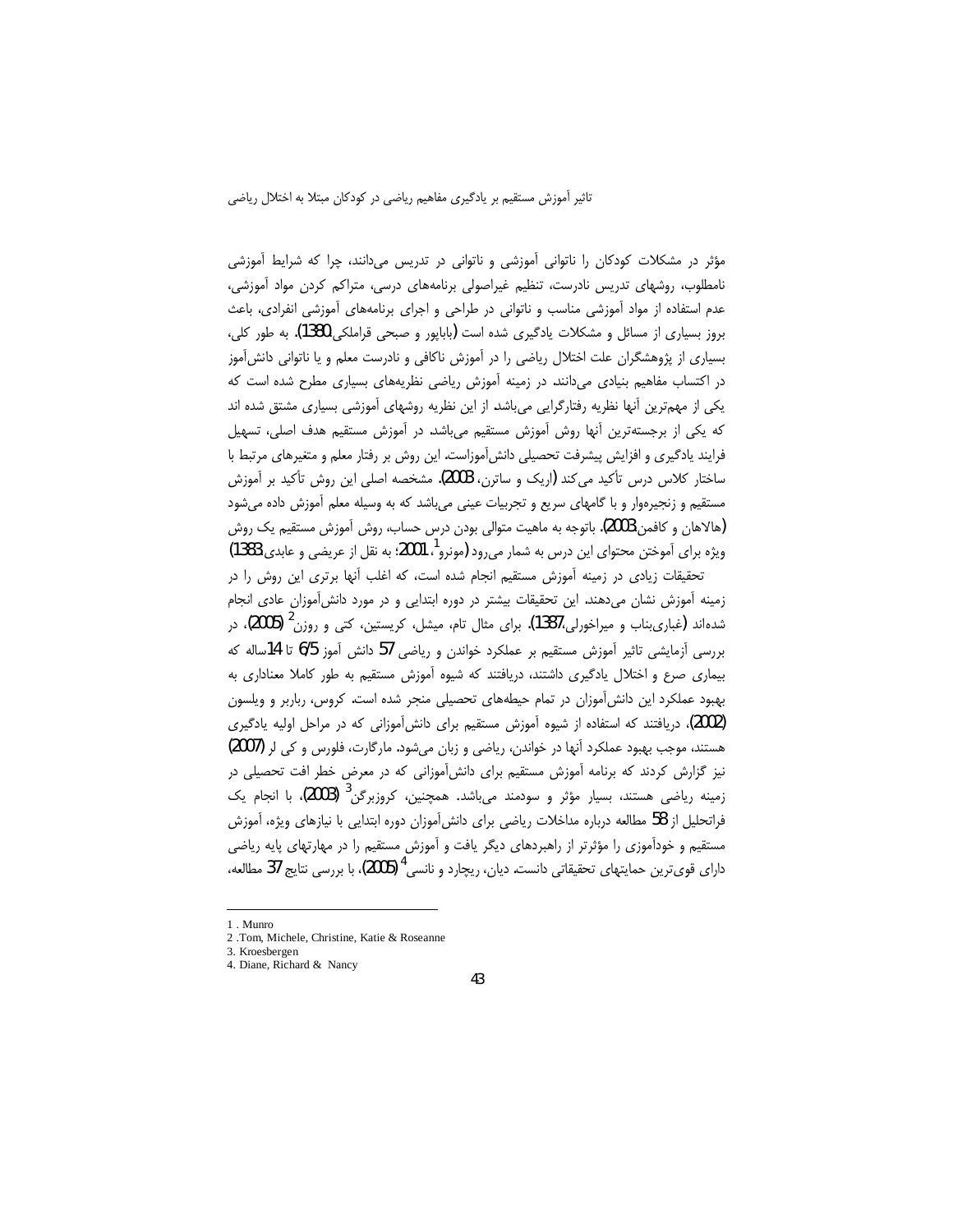مؤثر در مشکلات کودکان را ناتوانی آموزشی و ناتوانی در تدریس می‌دانند، چرا که شرایط آموزشی نامطلوب، روشهای تدریس نادرست، تنظیم غیراصولی برنامه‌های درسی، متراکم کردن مواد آموزشی، عدم استفاده از مواد آموزشی مناسب و ناتوانی در طراحی و اجرای برنامه‌های آموزشی انفرادی، باعث بروز بسیاری از مسائل و مشکلات یادگیری شده است (باباپور و صبحی قراملکی،1380). به طور کلی، بسیاری از پژوهشگران علت اختلال ریاضی را در آموزش ناکافی و نادرست معلم و یا ناتوانی دانش‌آموز در اکتساب مفاهیم بنیادی می‌دانند. در زمینه آموزش ریاضی نظریه‌های بسیاری مطرح شده است که یکی از مهم‌ترین آنها نظریه رفتارگرایی می‌باشد. از این نظریه روشهای آموزشی بسیاری مشتق شده اند که یکی از برجسته‌ترین آنها روش آموزش مستقیم می‌باشد. در آموزش مستقیم هدف اصلی، تسهیل فرایند یادگیری و افزایش پیشرفت تحصیلی دانش‌آموزاست. این روش بر رفتار معلم و متغیرهای مرتبط با ساختار کلاس درس تأکید می‌کند (اریک و ساترن، 2003). مشخصه اصلی این روش تأکید بر آموزش مستقیم و زنجیره‌وار و با گامهای سریع و تجربیات عینی می‌باشد که به وسیله معلم آموزش داده می‌شود (هالاهان و کافمن،2003). باتوجه به ماهیت متوالی بودن درس حساب، روش آموزش مستقیم یک روش ویژه برای آموختن محتوای این درس به شمار می‌رود (مونرو[1]، 2001؛ به نقل از عریضی و عابدی، 1383).

تحقیقات زیادی در زمینه آموزش مستقیم انجام شده است، که اغلب آنها برتری این روش را در زمینه آموزش نشان می‌دهند. این تحقیقات بیشتر در دوره ابتدایی و در مورد دانش‌آموزان عادی انجام شده‌اند (غباری‌بناب و میراخورلی،1387). برای مثال تام، میشل، کریستین، کتی و روزن[2] (2005)، در بررسی آزمایشی تاثیر آموزش مستقیم بر عملکرد خواندن و ریاضی 57 دانش آموز 6/5 تا 14ساله که بیماری صرع و اختلال یادگیری داشتند، دریافتند که شیوه آموزش مستقیم به طور کاملا معناداری به بهبود عملکرد این دانش‌آموزان در تمام حیطه‌های تحصیلی منجر شده است. کروس، رابرر و ویلسون (2002)، دریافتند که استفاده از شیوه آموزش مستقیم برای دانش‌آموزانی که در مراحل اولیه یادگیری هستند، موجب بهبود عملکرد آنها در خواندن، ریاضی و زبان می‌شود. مارگارت، فلورس و کی لر (2007) نیز گزارش کردند که برنامه آموزش مستقیم برای دانش‌آموزانی که در معرض خطر افت تحصیلی در زمینه ریاضی هستند، بسیار مؤثر و سودمند می‌باشد. همچنین، کروزبرگن[3] (2003)، با انجام یک فراتحلیل از 58 مطالعه درباره مداخلات ریاضی برای دانش‌آموزان دوره ابتدایی با نیازهای ویژه، آموزش مستقیم و خودآموزی را مؤثرتر از راهبردهای دیگر یافت و آموزش مستقیم را در مهارتهای پایه ریاضی دارای قوی‌ترین حمایتهای تحقیقاتی دانست. دیان، ریچارد و نانسی[4] (2005)، با بررسی نتایج 37 مطالعه،

---

1 . Munro
2 .Tom, Michele, Christine, Katie & Roseanne
3. Kroesbergen
4. Diane, Richard & Nancy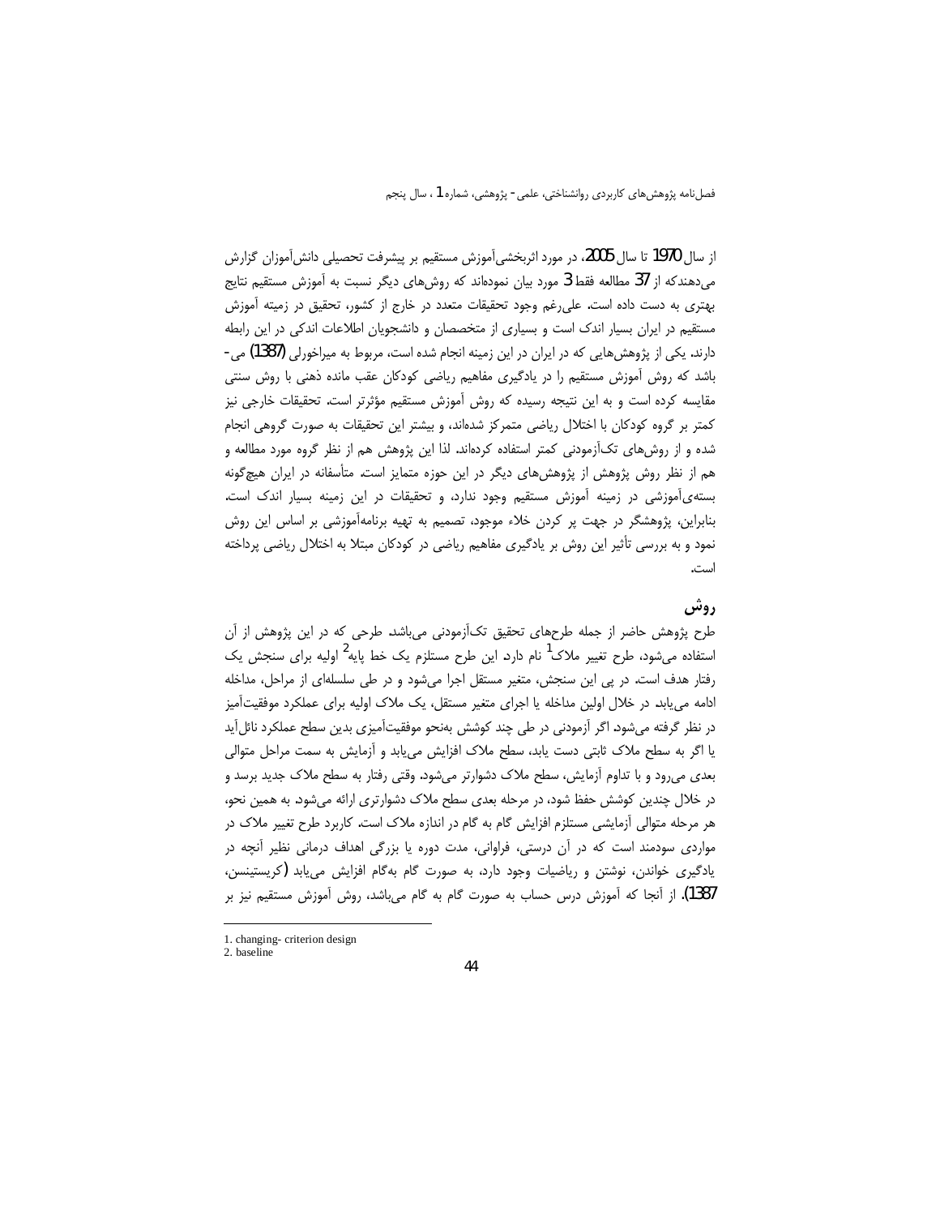از سال 1970 تا سال 2005، در مورد اثربخشی‌آموزش مستقیم بر پیشرفت تحصیلی دانش‌آموزان گزارش می‌دهندکه از 37 مطالعه فقط 3 مورد بیان نموده‌اند که روش‌های دیگر نسبت به آموزش مستقیم نتایج بهتری به دست داده است. علی‌رغم وجود تحقیقات متعدد در خارج از کشور، تحقیق در زمیته آموزش مستقیم در ایران بسیار اندک است و بسیاری از متخصصان و دانشجویان اطلاعات اندکی در این رابطه دارند. یکی از پژوهش‌هایی که در ایران در این زمینه انجام شده است، مربوط به میراخورلی (1387) می‌باشد که روش آموزش مستقیم را در یادگیری مفاهیم ریاضی کودکان عقب مانده ذهنی با روش سنتی مقایسه کرده است و به این نتیجه رسیده که روش آموزش مستقیم مؤثرتر است. تحقیقات خارجی نیز کمتر بر گروه کودکان با اختلال ریاضی متمرکز شده‌اند، و بیشتر این تحقیقات به صورت گروهی انجام شده و از روش‌های تک‌آزمودنی کمتر استفاده کرده‌اند. لذا این پژوهش هم از نظر گروه مورد مطالعه و هم از نظر روش پژوهش از پژوهش‌های دیگر در این حوزه متمایز است. متأسفانه در ایران هیچ‌گونه بسته‌ی‌آموزشی در زمینه آموزش مستقیم وجود ندارد، و تحقیقات در این زمینه بسیار اندک است. بنابراین، پژوهشگر در جهت پر کردن خلاء موجود، تصمیم به تهیه برنامه‌آموزشی بر اساس این روش نمود و به بررسی تأثیر این روش بر یادگیری مفاهیم ریاضی در کودکان مبتلا به اختلال ریاضی پرداخته است.

## روش

طرح پژوهش حاضر از جمله طرح‌های تحقیق تک‌آزمودنی می‌باشد. طرحی که در این پژوهش از آن استفاده می‌شود، طرح تغییر ملاک[1] نام دارد. این طرح مستلزم یک خط پایه[2] اولیه برای سنجش یک رفتار هدف است. در پی این سنجش، متغیر مستقل اجرا می‌شود و در طی سلسله‌ای از مراحل، مداخله ادامه می‌یابد. در خلال اولین مداخله یا اجرای متغیر مستقل، یک ملاک اولیه برای عملکرد موفقیت‌آمیز در نظر گرفته می‌شود. اگر آزمودنی در طی چند کوشش به‌نحو موفقیت‌آمیزی بدین سطح عملکرد نائل آید یا اگر به سطح ملاک ثابتی دست یابد، سطح ملاک افزایش می‌یابد و آزمایش به سمت مراحل متوالی بعدی می‌رود و با تداوم آزمایش، سطح ملاک دشوارتر می‌شود. وقتی رفتار به سطح ملاک جدید برسد و در خلال چندین کوشش حفظ شود، در مرحله بعدی سطح ملاک دشوارتری ارائه می‌شود. به همین نحو، هر مرحله متوالی آزمایشی مستلزم افزایش گام به گام در اندازه ملاک است. کاربرد طرح تغییر ملاک در مواردی سودمند است که در آن درستی، فراوانی، مدت دوره یا بزرگی اهداف درمانی نظیر آنچه در یادگیری خواندن، نوشتن و ریاضیات وجود دارد، به صورت گام به‌گام افزایش می‌یابد (کریستینسن، 1387). از آنجا که آموزش درس حساب به صورت گام به گام می‌باشد، روش آموزش مستقیم نیز بر

---

1. changing- criterion design
2. baseline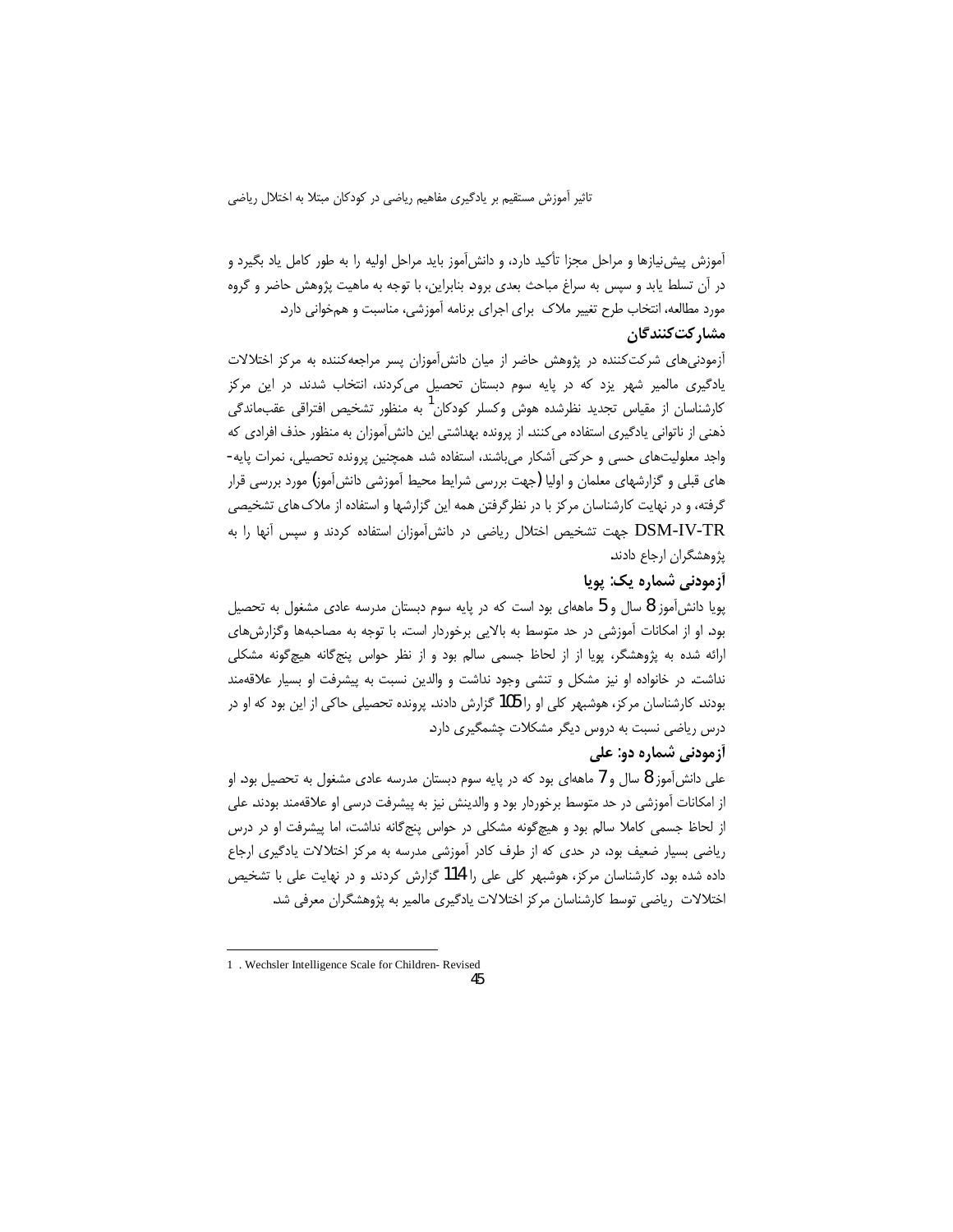آموزش پیش‌نیازها و مراحل مجزا تأکید دارد، و دانش‌آموز باید مراحل اولیه را به طور کامل یاد بگیرد و در آن تسلط یابد و سپس به سراغ مباحث بعدی برود. بنابراین، با توجه به ماهیت پژوهش حاضر و گروه مورد مطالعه، انتخاب طرح تغییر ملاک برای اجرای برنامه آموزشی، مناسبت و همخوانی دارد.

## مشارکت‌کنندگان

آزمودنی‌های شرکت‌کننده در پژوهش حاضر از میان دانش‌آموزان پسر مراجعه‌کننده به مرکز اختلالات یادگیری مالمیر شهر یزد که در پایه سوم دبستان تحصیل می‌کردند، انتخاب شدند. در این مرکز کارشناسان از مقیاس تجدید نظرشده هوش وکسلر کودکان[1] به منظور تشخیص افتراقی عقب‌ماندگی ذهنی از ناتوانی یادگیری استفاده می‌کنند. از پرونده بهداشتی این دانش‌آموزان به منظور حذف افرادی که واجد معلولیت‌های حسی و حرکتی آشکار می‌باشند، استفاده شد. همچنین پرونده تحصیلی، نمرات پایه‌های قبلی و گزارشهای معلمان و اولیا (جهت بررسی شرایط محیط آموزشی دانش‌آموز) مورد بررسی قرار گرفته، و در نهایت کارشناسان مرکز با در نظرگرفتن همه این گزارشها و استفاده از ملاک‌های تشخیصی DSM-IV-TR جهت تشخیص اختلال ریاضی در دانش‌آموزان استفاده کردند و سپس آنها را به پژوهشگران ارجاع دادند.

## آزمودنی شماره یک: پویا

پویا دانش‌آموز 8 سال و 5 ماهه‌ای بود است که در پایه سوم دبستان مدرسه عادی مشغول به تحصیل بود. او از امکانات آموزشی در حد متوسط به بالایی برخوردار است. با توجه به مصاحبه‌ها وگزارش‌های ارائه شده به پژوهشگر، پویا از از لحاظ جسمی سالم بود و از نظر حواس پنج‌گانه هیچ‌گونه مشکلی نداشت. در خانواده او نیز مشکل و تنشی وجود نداشت و والدین نسبت به پیشرفت او بسیار علاقه‌مند بودند. کارشناسان مرکز، هوشبهر کلی او را 105 گزارش دادند. پرونده تحصیلی حاکی از این بود که او در درس ریاضی نسبت به دروس دیگر مشکلات چشمگیری دارد.

## آزمودنی شماره دو: علی

علی دانش‌آموز 8 سال و 7 ماهه‌ای بود که در پایه سوم دبستان مدرسه عادی مشغول به تحصیل بود. او از امکانات آموزشی در حد متوسط برخوردار بود و والدینش نیز به پیشرفت درسی او علاقه‌مند بودند. علی از لحاظ جسمی کاملا سالم بود و هیچ‌گونه مشکلی در حواس پنج‌گانه نداشت، اما پیشرفت او در درس ریاضی بسیار ضعیف بود، در حدی که از طرف کادر آموزشی مدرسه به مرکز اختلالات یادگیری ارجاع داده شده بود. کارشناسان مرکز، هوشبهر کلی علی را 114 گزارش کردند. و در نهایت علی با تشخیص اختلالات ریاضی توسط کارشناسان مرکز اختلالات یادگیری مالمیر به پژوهشگران معرفی شد.

---

1. Wechsler Intelligence Scale for Children- Revised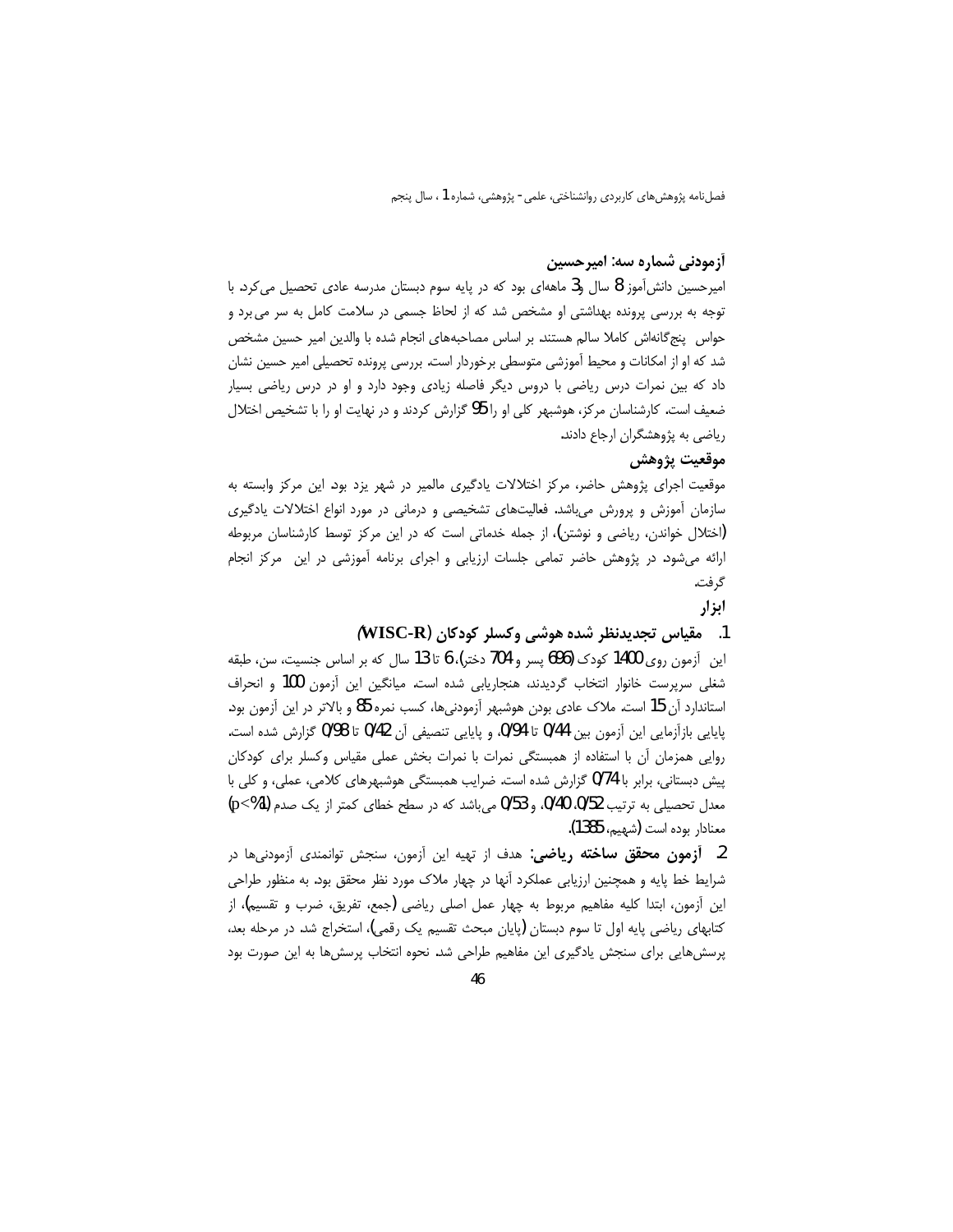### آزمودنی شماره سه: امیرحسین

امیرحسین دانش‌آموز 8 سال و 3 ماهه‌ای بود که در پایه سوم دبستان مدرسه عادی تحصیل می‌کرد. با توجه به بررسی پرونده بهداشتی او مشخص شد که از لحاظ جسمی در سلامت کامل به سر می‌برد و حواس پنج‌گانه‌اش کاملا سالم هستند. بر اساس مصاحبه‌های انجام شده با والدین امیر حسین مشخص شد که او از امکانات و محیط آموزشی متوسطی برخوردار است. بررسی پرونده تحصیلی امیر حسین نشان داد که بین نمرات درس ریاضی با دروس دیگر فاصله زیادی وجود دارد و او در درس ریاضی بسیار ضعیف است. کارشناسان مرکز، هوشبهر کلی او را 95 گزارش کردند و در نهایت او را با تشخیص اختلال ریاضی به پژوهشگران ارجاع دادند.

### موقعیت پژوهش

موقعیت اجرای پژوهش حاضر، مرکز اختلالات یادگیری مالمیر در شهر یزد بود. این مرکز وابسته به سازمان آموزش و پرورش می‌باشد. فعالیت‌های تشخیصی و درمانی در مورد انواع اختلالات یادگیری (اختلال خواندن، ریاضی و نوشتن)، از جمله خدماتی است که در این مرکز توسط کارشناسان مربوطه ارائه می‌شود. در پژوهش حاضر تمامی جلسات ارزیابی و اجرای برنامه آموزشی در این مرکز انجام گرفت.

### ابزار

1. **مقیاس تجدیدنظر شده هوشی وکسلر کودکان (WISC-R)**

این آزمون روی 1400 کودک (696 پسر و 704 دختر)، 6 تا 13 سال که بر اساس جنسیت، سن، طبقه شغلی سرپرست خانوار انتخاب گردیدند، هنجاریابی شده است. میانگین این آزمون 100 و انحراف استاندارد آن 15 است. ملاک عادی بودن هوشبهر آزمودنی‌ها، کسب نمره 85 و بالاتر در این آزمون بود. پایایی بازآزمایی این آزمون بین 0/44 تا 0/94، و پایایی تنصیفی آن 0/42 تا 0/98 گزارش شده است. روایی همزمان آن با استفاده از همبستگی نمرات با نمرات بخش عملی مقیاس وکسلر برای کودکان پیش دبستانی، برابر با 0/74 گزارش شده است. ضرایب همبستگی هوشبهرهای کلامی، عملی، و کلی با معدل تحصیلی به ترتیب 0/52، 0/40، و 0/53 می‌باشد که در سطح خطای کمتر از یک صدم ($p<\%1$) معنادار بوده است (شهیم، 1385).

2. **آزمون محقق ساخته ریاضی:** هدف از تهیه این آزمون، سنجش توانمندی آزمودنی‌ها در شرایط خط پایه و همچنین ارزیابی عملکرد آنها در چهار ملاک مورد نظر محقق بود. به منظور طراحی این آزمون، ابتدا کلیه مفاهیم مربوط به چهار عمل اصلی ریاضی (جمع، تفریق، ضرب و تقسیم)، از کتابهای ریاضی پایه اول تا سوم دبستان (پایان مبحث تقسیم یک رقمی)، استخراج شد. در مرحله بعد، پرسش‌هایی برای سنجش یادگیری این مفاهیم طراحی شد. نحوه انتخاب پرسش‌ها به این صورت بود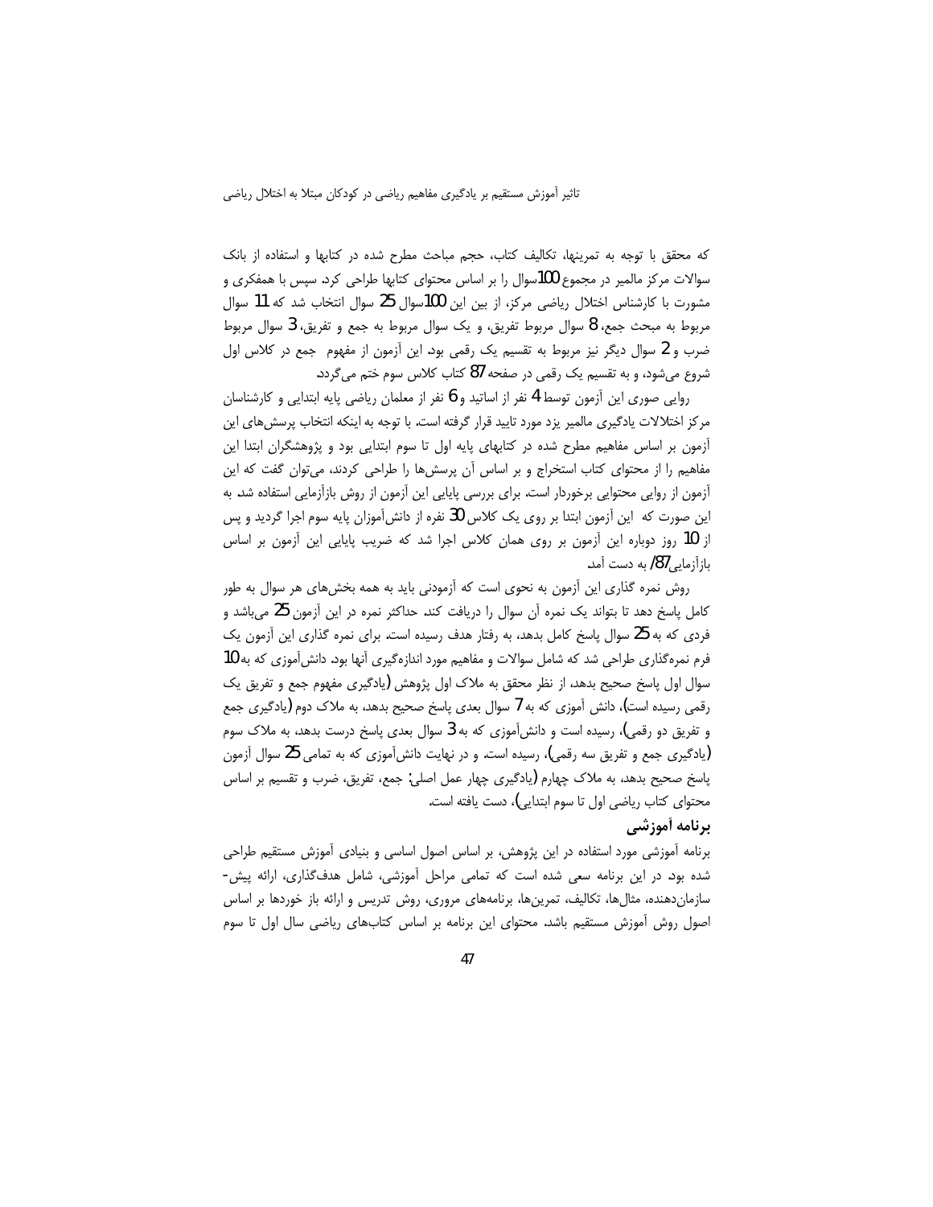که محقق با توجه به تمرینها، تکالیف کتاب، حجم مباحث مطرح شده در کتابها و استفاده از بانک سوالات مرکز مالمیر در مجموع 100سوال را بر اساس محتوای کتابها طراحی کرد. سپس با همفکری و مشورت با کارشناس اختلال ریاضی مرکز، از بین این 100سوال 25 سوال انتخاب شد که 11 سوال مربوط به مبحث جمع، 8 سوال مربوط تفریق، و یک سوال مربوط به جمع و تفریق، 3 سوال مربوط ضرب و 2 سوال دیگر نیز مربوط به تقسیم یک رقمی بود. این آزمون از مفهوم جمع در کلاس اول شروع می‌شود، و به تقسیم یک رقمی در صفحه 87 کتاب کلاس سوم ختم می‌گردد.

روایی صوری این آزمون توسط 4 نفر از اساتید و 6 نفر از معلمان ریاضی پایه ابتدایی و کارشناسان مرکز اختلالات یادگیری مالمیر یزد مورد تایید قرار گرفته است. با توجه به اینکه انتخاب پرسش‌های این آزمون بر اساس مفاهیم مطرح شده در کتابهای پایه اول تا سوم ابتدایی بود و پژوهشگران ابتدا این مفاهیم را از محتوای کتاب استخراج و بر اساس آن پرسش‌ها را طراحی کردند، می‌توان گفت که این آزمون از روایی محتوایی برخوردار است. برای بررسی پایایی این آزمون از روش بازآزمایی استفاده شد. به این صورت که این آزمون ابتدا بر روی یک کلاس 30 نفره از دانش‌آموزان پایه سوم اجرا گردید و پس از 10 روز دوباره این آزمون بر روی همان کلاس اجرا شد که ضریب پایایی این آزمون بر اساس بازآزمایی87/ به دست آمد.

روش نمره گذاری این آزمون به نحوی است که آزمودنی باید به همه بخش‌های هر سوال به طور کامل پاسخ دهد تا بتواند یک نمره آن سوال را دریافت کند. حداکثر نمره در این آزمون 25 می‌باشد و فردی که به 25 سوال پاسخ کامل بدهد، به رفتار هدف رسیده است. برای نمره گذاری این آزمون یک فرم نمره‌گذاری طراحی شد که شامل سوالات و مفاهیم مورد اندازه‌گیری آنها بود. دانش‌آموزی که به10 سوال اول پاسخ صحیح بدهد، از نظر محقق به ملاک اول پژوهش (یادگیری مفهوم جمع و تفریق یک رقمی رسیده است)، دانش آموزی که به 7 سوال بعدی پاسخ صحیح بدهد، به ملاک دوم (یادگیری جمع و تفریق دو رقمی)، رسیده است و دانش‌آموزی که به 3 سوال بعدی پاسخ درست بدهد، به ملاک سوم (یادگیری جمع و تفریق سه رقمی)، رسیده است. و در نهایت دانش‌آموزی که به تمامی 25 سوال آزمون پاسخ صحیح بدهد، به ملاک چهارم (یادگیری چهار عمل اصلی: جمع، تفریق، ضرب و تقسیم بر اساس محتوای کتاب ریاضی اول تا سوم ابتدایی)، دست یافته است.

## برنامه آموزشی

برنامه آموزشی مورد استفاده در این پژوهش، بر اساس اصول اساسی و بنیادی آموزش مستقیم طراحی شده بود. در این برنامه سعی شده است که تمامی مراحل آموزشی، شامل هدف‌گذاری، ارائه پیش-سازمان‌دهنده، مثال‌ها، تکالیف، تمرین‌ها، برنامه‌های مروری، روش تدریس و ارائه باز خوردها بر اساس اصول روش آموزش مستقیم باشد. محتوای این برنامه بر اساس کتاب‌های ریاضی سال اول تا سوم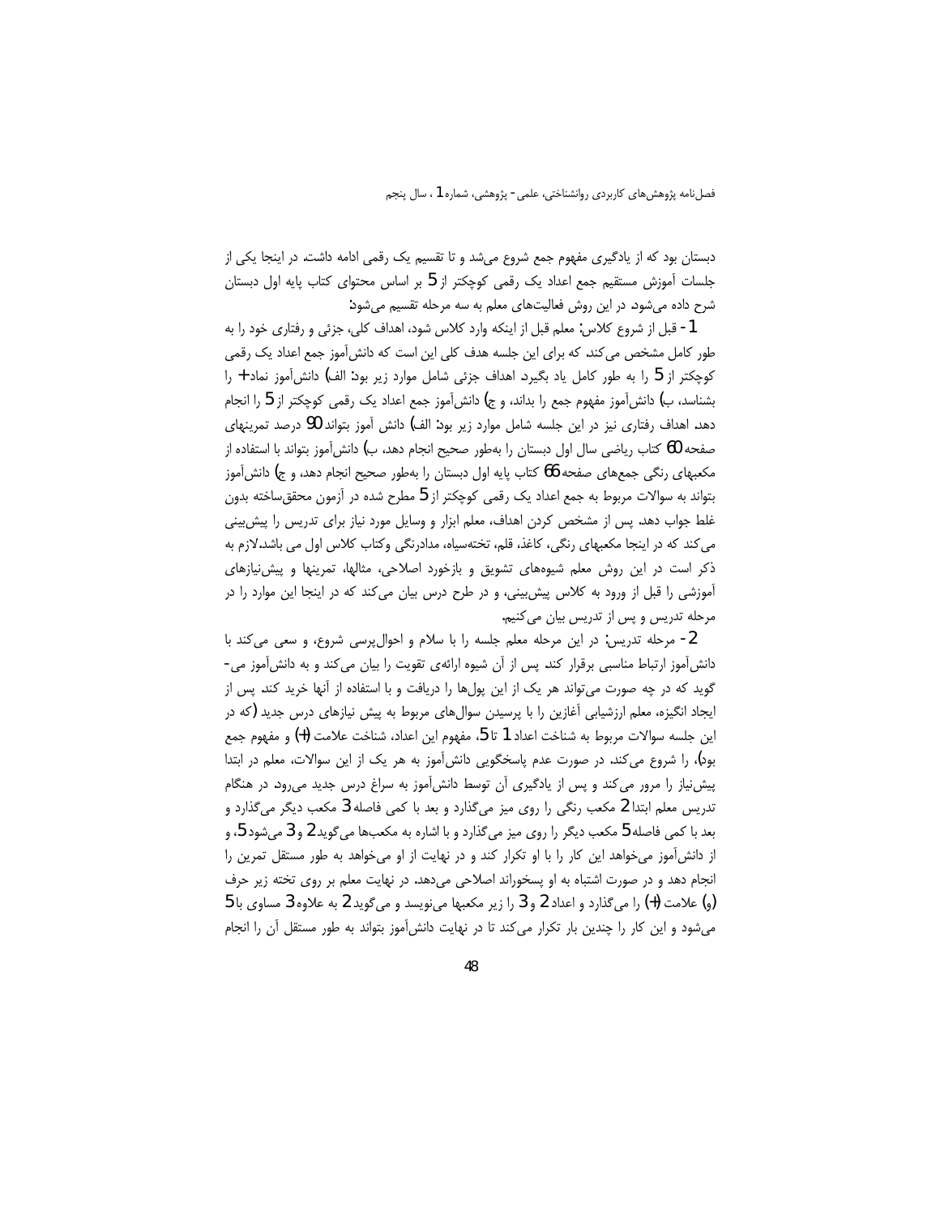دبستان بود که از یادگیری مفهوم جمع شروع می‌شد و تا تقسیم یک رقمی ادامه داشت. در اینجا یکی از جلسات آموزش مستقیم جمع اعداد یک رقمی کوچکتر از 5 بر اساس محتوای کتاب پایه اول دبستان شرح داده می‌شود. در این روش فعالیت‌های معلم به سه مرحله تقسیم می‌شود:

1- قبل از شروع کلاس: معلم قبل از اینکه وارد کلاس شود، اهداف کلی، جزئی و رفتاری خود را به طور کامل مشخص می‌کند. که برای این جلسه هدف کلی این است که دانش‌آموز جمع اعداد یک رقمی کوچکتر از 5 را به طور کامل یاد بگیرد. اهداف جزئی شامل موارد زیر بود: الف) دانش‌آموز نماد+ را بشناسد، ب) دانش‌آموز مفهوم جمع را بداند، و ج) دانش‌آموز جمع اعداد یک رقمی کوچکتر از 5 را انجام دهد. اهداف رفتاری نیز در این جلسه شامل موارد زیر بود: الف) دانش آموز بتواند 90 درصد تمرینهای صفحه 60 کتاب ریاضی سال اول دبستان را به‌طور صحیح انجام دهد، ب) دانش‌آموز بتواند با استفاده از مکعبهای رنگی جمعهای صفحه 66 کتاب پایه اول دبستان را به‌طور صحیح انجام دهد، و ج) دانش‌آموز بتواند به سوالات مربوط به جمع اعداد یک رقمی کوچکتر از 5 مطرح شده در آزمون محقق‌ساخته بدون غلط جواب دهد. پس از مشخص کردن اهداف، معلم ابزار و وسایل مورد نیاز برای تدریس را پیش‌بینی می‌کند که در اینجا مکعبهای رنگی، کاغذ، قلم، تخته‌سیاه، مدادرنگی وکتاب کلاس اول می باشد.لازم به ذکر است در این روش معلم شیوه‌های تشویق و بازخورد اصلاحی، مثالها، تمرینها و پیش‌نیازهای آموزشی را قبل از ورود به کلاس پیش‌بینی، و در طرح درس بیان می‌کند که در اینجا این موارد را در مرحله تدریس و پس از تدریس بیان می‌کنیم.

2- مرحله تدریس: در این مرحله معلم جلسه را با سلام و احوال‌پرسی شروع، و سعی می‌کند با دانش‌آموز ارتباط مناسبی برقرار کند پس از آن شیوه ارائه‌ی تقویت را بیان می‌کند و به دانش‌آموز می‌گوید که در چه صورت می‌تواند هر یک از این پول‌ها را دریافت و با استفاده از آنها خرید کند. پس از ایجاد انگیزه، معلم ارزشیابی آغازین را با پرسیدن سوال‌های مربوط به پیش نیازهای درس جدید (که در این جلسه سوالات مربوط به شناخت اعداد 1 تا 5، مفهوم این اعداد، شناخت علامت (+) و مفهوم جمع بود)، را شروع می‌کند. در صورت عدم پاسخگویی دانش‌آموز به هر یک از این سوالات، معلم در ابتدا پیش‌نیاز را مرور می‌کند و پس از یادگیری آن توسط دانش‌آموز به سراغ درس جدید می‌رود. در هنگام تدریس معلم ابتدا 2 مکعب رنگی را روی میز می‌گذارد و بعد با کمی فاصله 3 مکعب دیگر می‌گذارد و بعد با کمی فاصله 5 مکعب دیگر را روی میز می‌گذارد و با اشاره به مکعب‌ها می‌گوید 2 و 3 می‌شود 5، و از دانش‌آموز می‌خواهد این کار را با او تکرار کند و در نهایت از او می‌خواهد به طور مستقل تمرین را انجام دهد و در صورت اشتباه به او پسخوراند اصلاحی می‌دهد. در نهایت معلم بر روی تخته زیر حرف (و) علامت (+) را می‌گذارد و اعداد 2 و 3 را زیر مکعبها می‌نویسد و می‌گوید 2 به علاوه 3 مساوی با 5 می‌شود و این کار را چندین بار تکرار می‌کند تا در نهایت دانش‌آموز بتواند به طور مستقل آن را انجام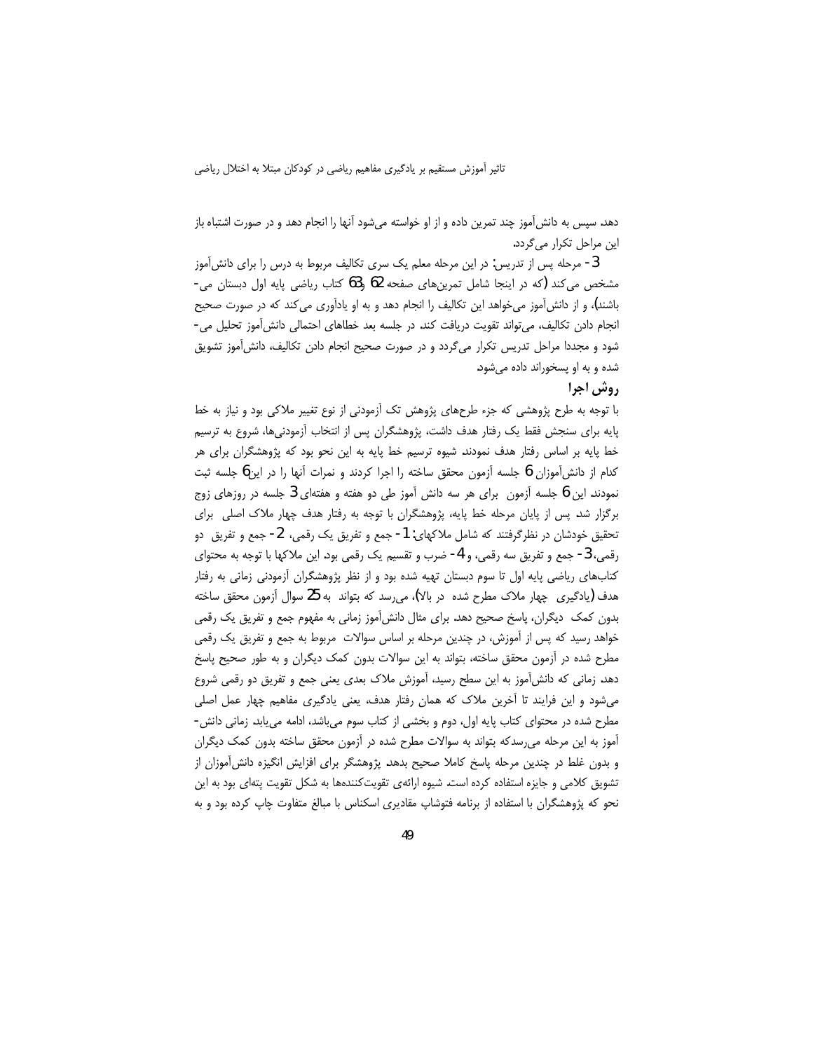دهد. سپس به دانش‌آموز چند تمرین داده و از او خواسته می‌شود آنها را انجام دهد و در صورت اشتباه باز این مراحل تکرار می‌گردد.

3- مرحله پس از تدریس: در این مرحله معلم یک سری تکالیف مربوط به درس را برای دانش‌آموز مشخص می‌کند (که در اینجا شامل تمرین‌های صفحه 62 و 63 کتاب ریاضی پایه اول دبستان می‌باشند)، و از دانش‌آموز می‌خواهد این تکالیف را انجام دهد و به او یادآوری می‌کند که در صورت صحیح انجام دادن تکالیف، می‌تواند تقویت دریافت کند. در جلسه بعد خطاهای احتمالی دانش‌آموز تحلیل می‌شود و مجددا مراحل تدریس تکرار می‌گردد و در صورت صحیح انجام دادن تکالیف، دانش‌آموز تشویق شده و به او پسخوراند داده می‌شود.

## روش اجرا

با توجه به طرح پژوهشی که جزء طرح‌های پژوهش تک آزمودنی از نوع تغییر ملاکی بود و نیاز به خط پایه برای سنجش فقط یک رفتار هدف داشت، پژوهشگران پس از انتخاب آزمودنی‌ها، شروع به ترسیم خط پایه بر اساس رفتار هدف نمودند. شیوه ترسیم خط پایه به این نحو بود که پژوهشگران برای هر کدام از دانش‌آموزان 6 جلسه آزمون محقق ساخته را اجرا کردند و نمرات آنها را در این 6 جلسه ثبت نمودند. این 6 جلسه آزمون برای هر سه دانش آموز طی دو هفته و هفته‌ای 3 جلسه در روزهای زوج برگزار شد. پس از پایان مرحله خط پایه، پژوهشگران با توجه به رفتار هدف چهار ملاک اصلی برای تحقیق خودشان در نظرگرفتند که شامل ملاکهای: 1- جمع و تفریق یک رقمی، 2- جمع و تفریق دو رقمی، 3- جمع و تفریق سه رقمی، و 4- ضرب و تقسیم یک رقمی بود. این ملاکها با توجه به محتوای کتاب‌های ریاضی پایه اول تا سوم دبستان تهیه شده بود و از نظر پژوهشگران آزمودنی زمانی به رفتار هدف (یادگیری چهار ملاک مطرح شده در بالا)، می‌رسد که بتواند به 25 سوال آزمون محقق ساخته بدون کمک دیگران، پاسخ صحیح دهد. برای مثال دانش‌آموز زمانی به مفهوم جمع و تفریق یک رقمی خواهد رسید که پس از آموزش، در چندین مرحله بر اساس سوالات مربوط به جمع و تفریق یک رقمی مطرح شده در آزمون محقق ساخته، بتواند به این سوالات بدون کمک دیگران و به طور صحیح پاسخ دهد. زمانی که دانش‌آموز به این سطح رسید، آموزش ملاک بعدی یعنی جمع و تفریق دو رقمی شروع می‌شود و این فرایند تا آخرین ملاک که همان رفتار هدف، یعنی یادگیری مفاهیم چهار عمل اصلی مطرح شده در محتوای کتاب پایه اول، دوم و بخشی از کتاب سوم می‌باشد، ادامه می‌یابد. زمانی دانش‌آموز به این مرحله می‌رسدکه بتواند به سوالات مطرح شده در آزمون محقق ساخته بدون کمک دیگران و بدون غلط در چندین مرحله پاسخ کاملا صحیح بدهد. پژوهشگر برای افزایش انگیزه دانش‌آموزان از تشویق کلامی و جایزه استفاده کرده است. شیوه ارائه‌ی تقویت‌کننده‌ها به شکل تقویت پته‌ای بود به این نحو که پژوهشگران با استفاده از برنامه فتوشاپ مقادیری اسکناس با مبالغ متفاوت چاپ کرده بود و به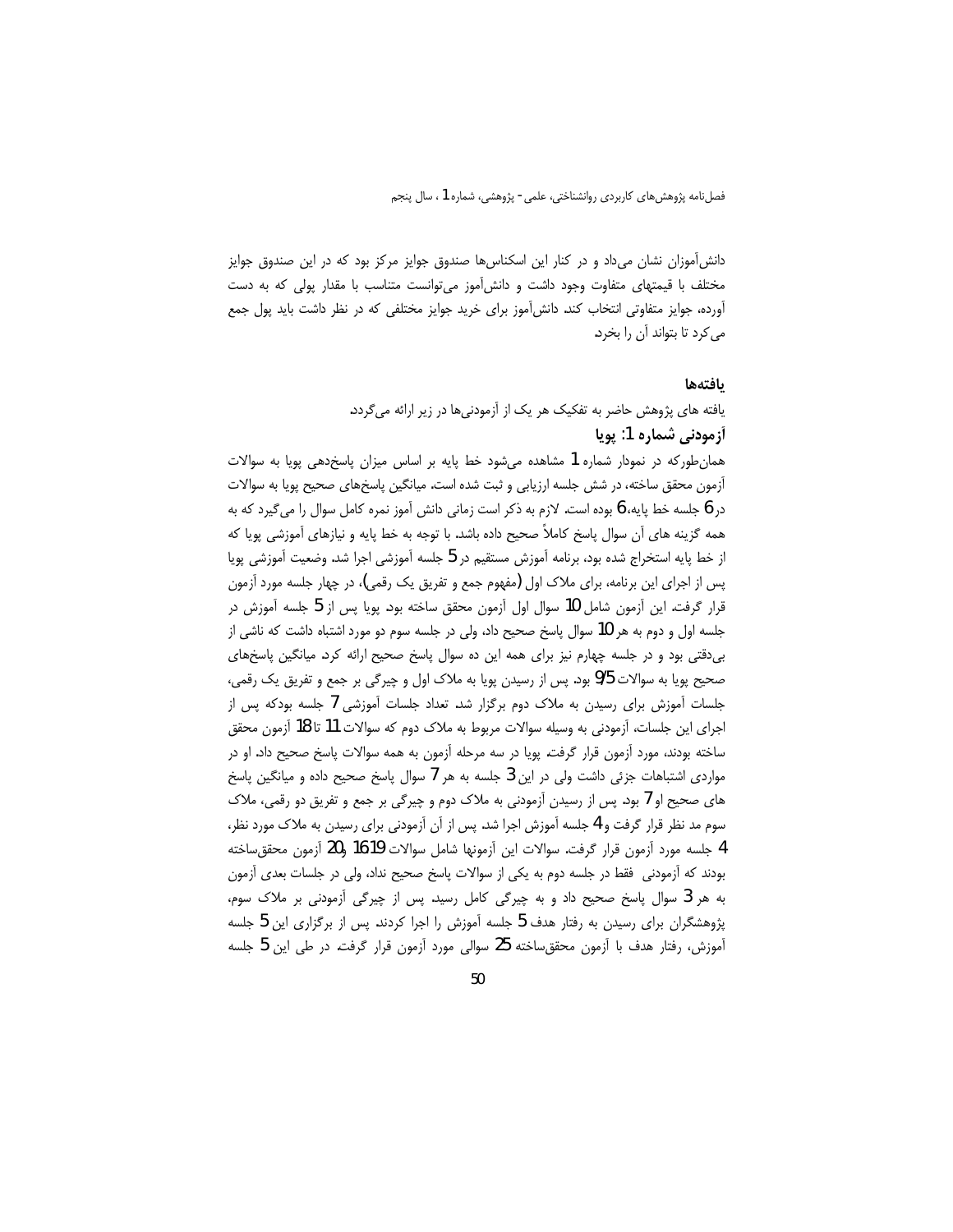دانش‌آموزان نشان می‌داد و در کنار این اسکناس‌ها صندوق جوایز مرکز بود که در این صندوق جوایز مختلف با قیمتهای متفاوت وجود داشت و دانش‌آموز می‌توانست متناسب با مقدار پولی که به دست آورده، جوایز متفاوتی انتخاب کند. دانش‌آموز برای خرید جوایز مختلفی که در نظر داشت باید پول جمع می‌کرد تا بتواند آن را بخرد.

### یافته‌ها

یافته های پژوهش حاضر به تفکیک هر یک از آزمودنی‌ها در زیر ارائه می‌گردد.

#### آزمودنی شماره 1: پویا

همان‌طورکه در نمودار شماره 1 مشاهده می‌شود خط پایه بر اساس میزان پاسخ‌دهی پویا به سوالات آزمون محقق ساخته، در شش جلسه ارزیابی و ثبت شده است. میانگین پاسخ‌های صحیح پویا به سوالات در 6 جلسه خط پایه، 6 بوده است. لازم به ذکر است زمانی دانش آموز نمره کامل سوال را می‌گیرد که به همه گزینه های آن سوال پاسخ کاملاً صحیح داده باشد. با توجه به خط پایه و نیازهای آموزشی پویا که از خط پایه استخراج شده بود، برنامه آموزش مستقیم در 5 جلسه آموزشی اجرا شد. وضعیت آموزشی پویا پس از اجرای این برنامه، برای ملاک اول (مفهوم جمع و تفریق یک رقمی)، در چهار جلسه مورد آزمون قرار گرفت. این آزمون شامل 10 سوال اول آزمون محقق ساخته بود. پویا پس از 5 جلسه آموزش در جلسه اول و دوم به هر 10 سوال پاسخ صحیح داد، ولی در جلسه سوم دو مورد اشتباه داشت که ناشی از بی‌دقتی بود و در جلسه چهارم نیز برای همه این ده سوال پاسخ صحیح ارائه کرد. میانگین پاسخ‌های صحیح پویا به سوالات 9/5 بود. پس از رسیدن پویا به ملاک اول و چیرگی بر جمع و تفریق یک رقمی، جلسات آموزش برای رسیدن به ملاک دوم برگزار شد. تعداد جلسات آموزشی 7 جلسه بودکه پس از اجرای این جلسات، آزمودنی به وسیله سوالات مربوط به ملاک دوم که سوالات 11 تا 18 آزمون محقق ساخته بودند، مورد آزمون قرار گرفت. پویا در سه مرحله آزمون به همه سوالات پاسخ صحیح داد. او در مواردی اشتباهات جزئی داشت ولی در این 3 جلسه به هر 7 سوال پاسخ صحیح داده و میانگین پاسخ های صحیح او 7 بود. پس از رسیدن آزمودنی به ملاک دوم و چیرگی بر جمع و تفریق دو رقمی، ملاک سوم مد نظر قرار گرفت و 4 جلسه آموزش اجرا شد. پس از آن آزمودنی برای رسیدن به ملاک مورد نظر، 4 جلسه مورد آزمون قرار گرفت. سوالات این آزمونها شامل سوالات 19، 16 و 20 آزمون محقق‌ساخته بودند که آزمودنی فقط در جلسه دوم به یکی از سوالات پاسخ صحیح نداد، ولی در جلسات بعدی آزمون به هر 3 سوال پاسخ صحیح داد و به چیرگی کامل رسید. پس از چیرگی آزمودنی بر ملاک سوم، پژوهشگران برای رسیدن به رفتار هدف 5 جلسه آموزش را اجرا کردند. پس از برگزاری این 5 جلسه آموزش، رفتار هدف با آزمون محقق‌ساخته 25 سوالی مورد آزمون قرار گرفت. در طی این 5 جلسه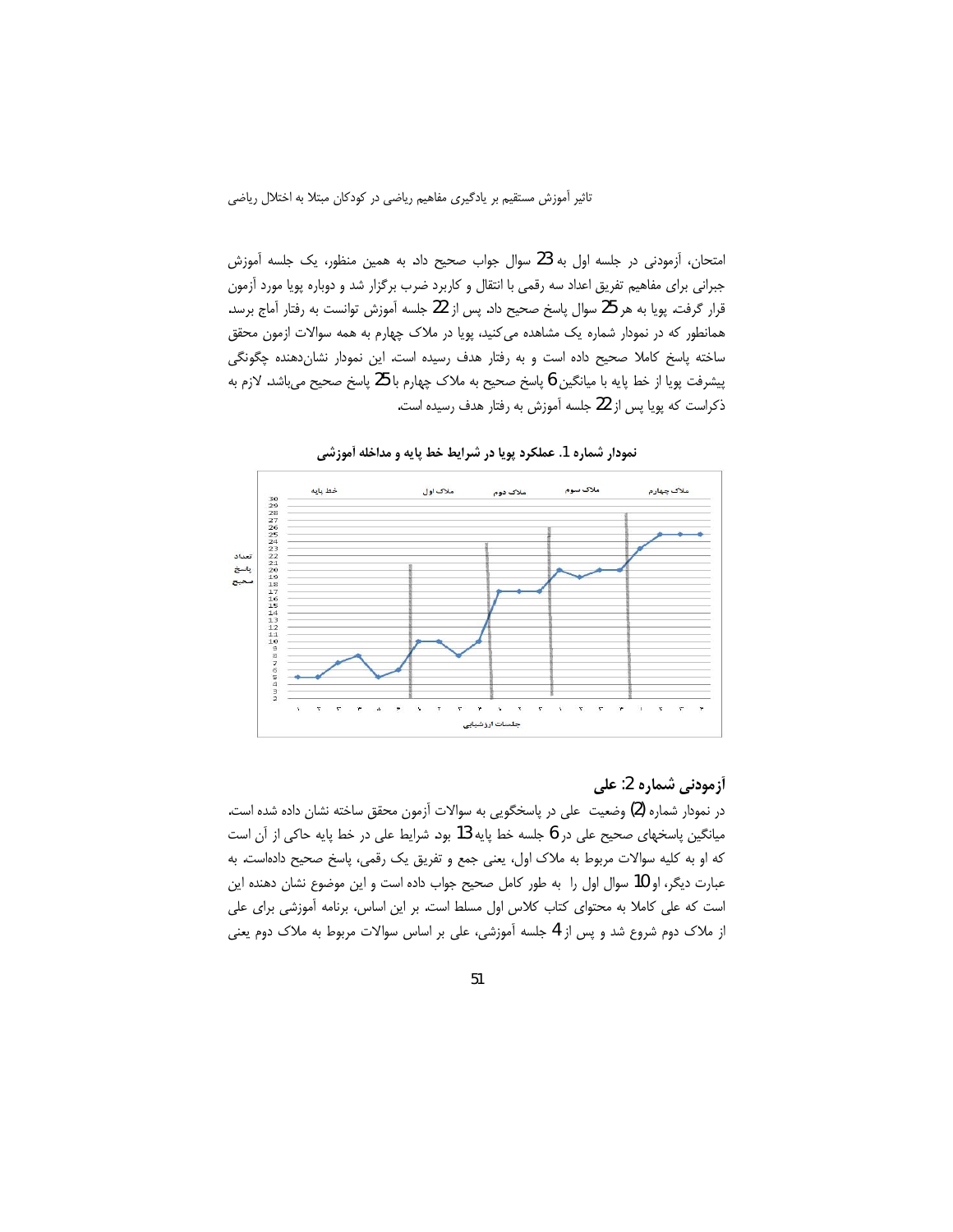امتحان، آزمودنی در جلسه اول به 23 سوال جواب صحیح داد. به همین منظور، یک جلسه آموزش جبرانی برای مفاهیم تفریق اعداد سه رقمی با انتقال و کاربرد ضرب برگزار شد و دوباره پویا مورد آزمون قرار گرفت. پویا به هر 25 سوال پاسخ صحیح داد. پس از 22 جلسه آموزش توانست به رفتار آماج برسد. همانطور که در نمودار شماره یک مشاهده می‌کنید، پویا در ملاک چهارم به همه سوالات ازمون محقق ساخته پاسخ کاملا صحیح داده است و به رفتار هدف رسیده است. این نمودار نشان‌دهنده چگونگی پیشرفت پویا از خط پایه با میانگین 6 پاسخ صحیح به ملاک چهارم با 25 پاسخ صحیح می‌باشد. لازم به ذکراست که پویا پس از 22 جلسه آموزش به رفتار هدف رسیده است.

**نمودار شماره 1. عملکرد پویا در شرایط خط پایه و مداخله آموزشی**

### آزمودنی شماره 2: علی

در نمودار شماره (2) وضعیت علی در پاسخگویی به سوالات آزمون محقق ساخته نشان داده شده است. میانگین پاسخهای صحیح علی در 6 جلسه خط پایه 13 بود. شرایط علی در خط پایه حاکی از آن است که او به کلیه سوالات مربوط به ملاک اول، یعنی جمع و تفریق یک رقمی، پاسخ صحیح داده‌است. به عبارت دیگر، او 10 سوال اول را به طور کامل صحیح جواب داده است و این موضوع نشان دهنده این است که علی کاملا به محتوای کتاب کلاس اول مسلط است. بر این اساس، برنامه آموزشی برای علی از ملاک دوم شروع شد و پس از 4 جلسه آموزشی، علی بر اساس سوالات مربوط به ملاک دوم یعنی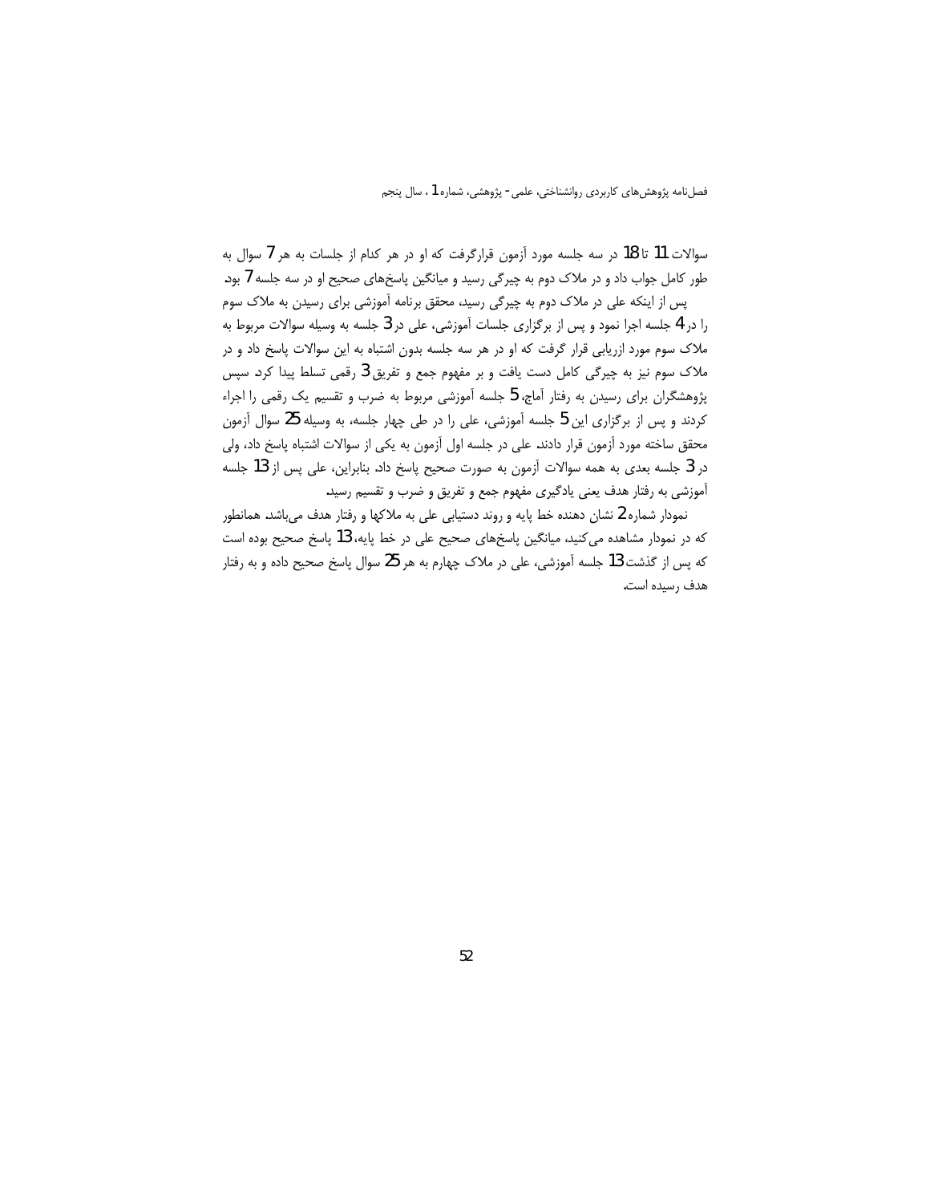سوالات 11 تا 18 در سه جلسه مورد آزمون قرارگرفت که او در هر کدام از جلسات به هر 7 سوال به طور کامل جواب داد و در ملاک دوم به چیرگی رسید و میانگین پاسخ‌های صحیح او در سه جلسه 7 بود.

پس از اینکه علی در ملاک دوم به چیرگی رسید، محقق برنامه آموزشی برای رسیدن به ملاک سوم را در 4 جلسه اجرا نمود و پس از برگزاری جلسات آموزشی، علی در 3 جلسه به وسیله سوالات مربوط به ملاک سوم مورد ازریابی قرار گرفت که او در هر سه جلسه بدون اشتباه به این سوالات پاسخ داد و در ملاک سوم نیز به چیرگی کامل دست یافت و بر مفهوم جمع و تفریق 3 رقمی تسلط پیدا کرد. سپس پژوهشگران برای رسیدن به رفتار آماج، 5 جلسه آموزشی مربوط به ضرب و تقسیم یک رقمی را اجراء کردند و پس از برگزاری این 5 جلسه آموزشی، علی را در طی چهار جلسه، به وسیله 25 سوال آزمون محقق ساخته مورد آزمون قرار دادند. علی در جلسه اول آزمون به یکی از سوالات اشتباه پاسخ داد، ولی در 3 جلسه بعدی به همه سوالات آزمون به صورت صحیح پاسخ داد. بنابراین، علی پس از 13 جلسه آموزشی به رفتار هدف یعنی یادگیری مفهوم جمع و تفریق و ضرب و تقسیم رسید.

نمودار شماره 2 نشان دهنده خط پایه و روند دستیابی علی به ملاکها و رفتار هدف می‌باشد. همانطور که در نمودار مشاهده می‌کنید، میانگین پاسخ‌های صحیح علی در خط پایه، 13 پاسخ صحیح بوده است که پس از گذشت 13 جلسه آموزشی، علی در ملاک چهارم به هر 25 سوال پاسخ صحیح داده و به رفتار هدف رسیده است.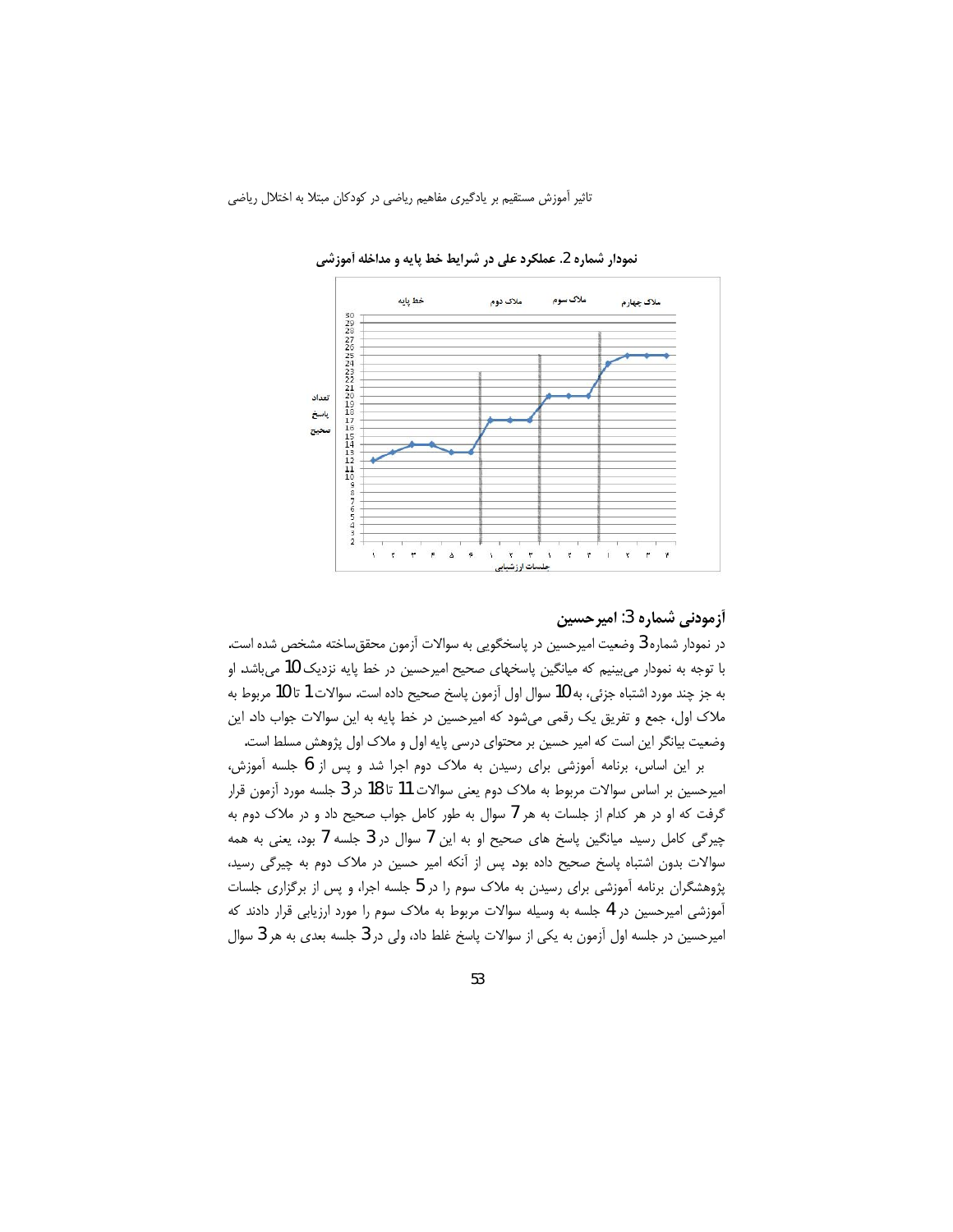نمودار شماره 2. عملکرد علی در شرایط خط پایه و مداخله آموزشی

## آزمودنی شماره 3: امیرحسین

در نمودار شماره 3 وضعیت امیرحسین در پاسخگویی به سوالات آزمون محقق‌ساخته مشخص شده است. با توجه به نمودار می‌بینیم که میانگین پاسخهای صحیح امیرحسین در خط پایه نزدیک 10 می‌باشد. او به جز چند مورد اشتباه جزئی، به 10 سوال اول آزمون پاسخ صحیح داده است. سوالات 1 تا 10 مربوط به ملاک اول، جمع و تفریق یک رقمی می‌شود که امیرحسین در خط پایه به این سوالات جواب داد. این وضعیت بیانگر این است که امیر حسین بر محتوای درسی پایه اول و ملاک اول پژوهش مسلط است.

بر این اساس، برنامه آموزشی برای رسیدن به ملاک دوم اجرا شد و پس از 6 جلسه آموزش، امیرحسین بر اساس سوالات مربوط به ملاک دوم یعنی سوالات 11 تا 18 در 3 جلسه مورد آزمون قرار گرفت که او در هر کدام از جلسات به هر 7 سوال به طور کامل جواب صحیح داد و در ملاک دوم به چیرگی کامل رسید. میانگین پاسخ های صحیح او به این 7 سوال در 3 جلسه 7 بود، یعنی به همه سوالات بدون اشتباه پاسخ صحیح داده بود. پس از آنکه امیر حسین در ملاک دوم به چیرگی رسید، پژوهشگران برنامه آموزشی برای رسیدن به ملاک سوم را در 5 جلسه اجرا، و پس از برگزاری جلسات آموزشی امیرحسین در 4 جلسه به وسیله سوالات مربوط به ملاک سوم را مورد ارزیابی قرار دادند که امیرحسین در جلسه اول آزمون به یکی از سوالات پاسخ غلط داد، ولی در 3 جلسه بعدی به هر 3 سوال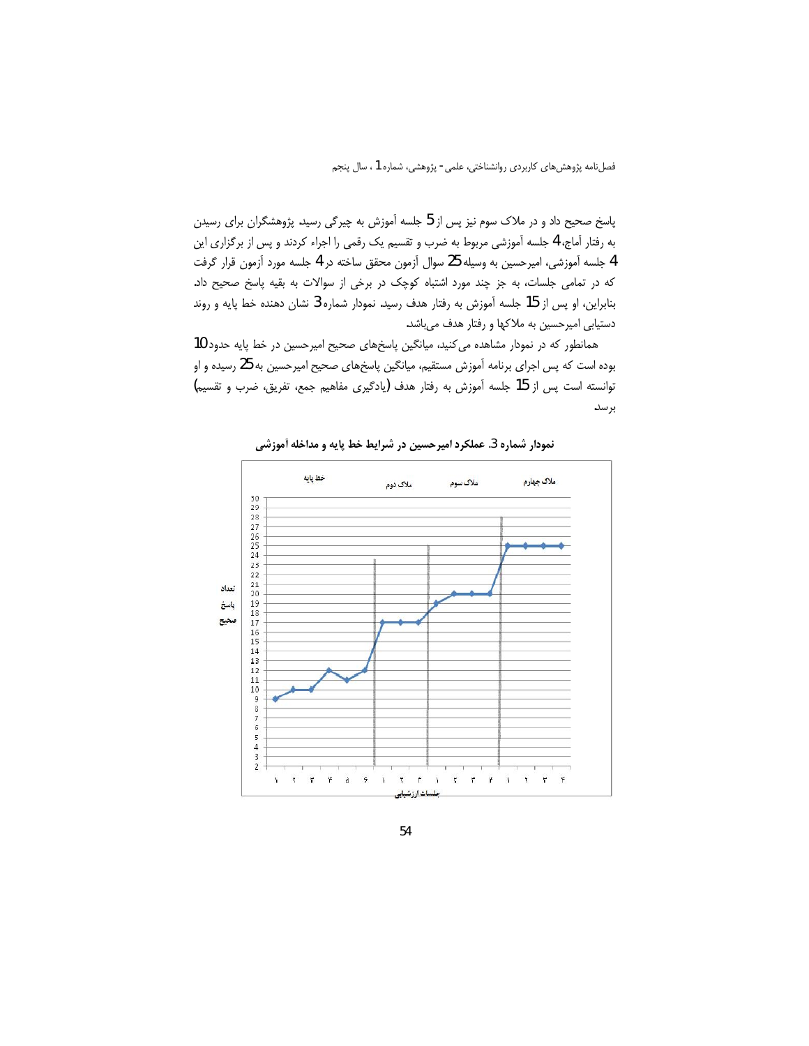پاسخ صحیح داد و در ملاک سوم نیز پس از 5 جلسه آموزش به چیرگی رسید. پژوهشگران برای رسیدن به رفتار آماج، 4 جلسه آموزشی مربوط به ضرب و تقسیم یک رقمی را اجراء کردند و پس از برگزاری این 4 جلسه آموزشی، امیرحسین به وسیله 25 سوال آزمون محقق ساخته در 4 جلسه مورد آزمون قرار گرفت که در تمامی جلسات، به جز چند مورد اشتباه کوچک در برخی از سوالات به بقیه پاسخ صحیح داد. بنابراین، او پس از 15 جلسه آموزش به رفتار هدف رسید. نمودار شماره 3 نشان دهنده خط پایه و روند دستیابی امیرحسین به ملاکها و رفتار هدف می‌باشد.

همانطور که در نمودار مشاهده می‌کنید، میانگین پاسخ‌های صحیح امیرحسین در خط پایه حدود 10 بوده است که پس از اجرای برنامه آموزش مستقیم، میانگین پاسخ‌های صحیح امیرحسین به 25 رسیده و او توانسته است پس از 15 جلسه آموزش به رفتار هدف (یادگیری مفاهیم جمع، تفریق، ضرب و تقسیم) برسد.

**نمودار شماره 3. عملکرد امیرحسین در شرایط خط پایه و مداخله آموزشی**

خط پایه — ملاک دوم — ملاک سوم — ملاک چهارم

تعداد پاسخ صحیح

جلسات ارزشیابی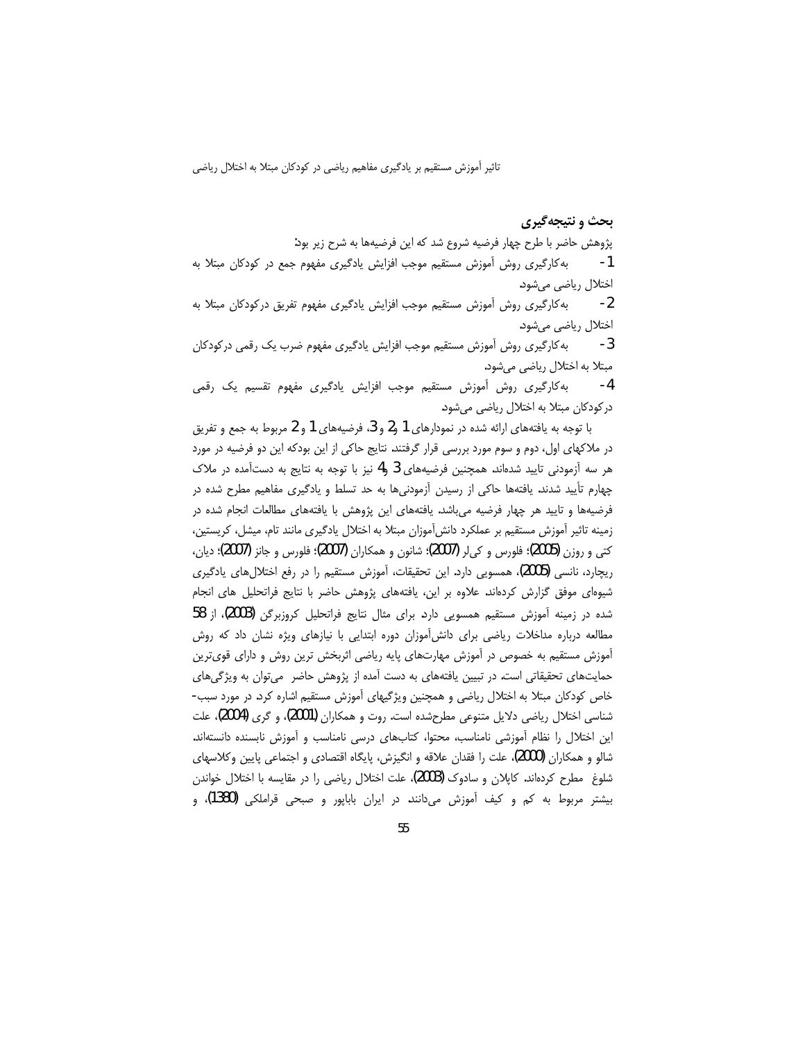## بحث و نتیجه‌گیری

پژوهش حاضر با طرح چهار فرضیه شروع شد که این فرضیه‌ها به شرح زیر بود:

1- به‌کارگیری روش آموزش مستقیم موجب افزایش یادگیری مفهوم جمع در کودکان مبتلا به اختلال ریاضی می‌شود.

2- به‌کارگیری روش آموزش مستقیم موجب افزایش یادگیری مفهوم تفریق درکودکان مبتلا به اختلال ریاضی می‌شود.

3- به‌کارگیری روش آموزش مستقیم موجب افزایش یادگیری مفهوم ضرب یک رقمی درکودکان مبتلا به اختلال ریاضی می‌شود.

4- به‌کارگیری روش آموزش مستقیم موجب افزایش یادگیری مفهوم تقسیم یک رقمی درکودکان مبتلا به اختلال ریاضی می‌شود.

با توجه به یافته‌های ارائه شده در نمودارهای 1، 2 و 3، فرضیه‌های 1 و 2 مربوط به جمع و تفریق در ملاک‌های اول، دوم و سوم مورد بررسی قرار گرفتند. نتایج حاکی از این بودکه این دو فرضیه در مورد هر سه آزمودنی تایید شده‌اند. همچنین فرضیه‌های 3 و 4 نیز با توجه به نتایج به دست‌آمده در ملاک چهارم تأیید شدند. یافته‌ها حاکی از رسیدن آزمودنی‌ها به حد تسلط و یادگیری مفاهیم مطرح شده در فرضیه‌ها و تایید هر چهار فرضیه می‌باشد. یافته‌های این پژوهش با یافته‌های مطالعات انجام شده در زمینه تاثیر آموزش مستقیم بر عملکرد دانش‌آموزان مبتلا به اختلال یادگیری مانند تام، میشل، کریستین، کتی و روزن (2005)؛ فلورس و کی‌لر (2007)؛ شانون و همکاران (2007)؛ فلورس و جانز (2007)؛ دیان، ریچارد، نانسی (2005)، همسویی دارد. این تحقیقات، آموزش مستقیم را در رفع اختلال‌های یادگیری شیوه‌ای موفق گزارش کرده‌اند. علاوه بر این، یافته‌های پژوهش حاضر با نتایج فراتحلیل های انجام شده در زمینه آموزش مستقیم همسویی دارد. برای مثال نتایج فراتحلیل کروزبرگن (2003)، از 58 مطالعه درباره مداخلات ریاضی برای دانش‌آموزان دوره ابتدایی با نیازهای ویژه نشان داد که روش آموزش مستقیم به خصوص در آموزش مهارت‌های پایه ریاضی اثربخش ترین روش و دارای قوی‌ترین حمایت‌های تحقیقاتی است. در تبیین یافته‌های به دست آمده از پژوهش حاضر می‌توان به ویژگی‌های خاص کودکان مبتلا به اختلال ریاضی و همچنین ویژگیهای آموزش مستقیم اشاره کرد. در مورد سبب-شناسی اختلال ریاضی دلایل متنوعی مطرح‌شده است. روت و همکاران (2001)، و گری (2004)، علت این اختلال را نظام آموزشی نامناسب، محتوا، کتاب‌های درسی نامناسب و آموزش نابسنده دانسته‌اند. شالو و همکاران (2000)، علت را فقدان علاقه و انگیزش، پایگاه اقتصادی و اجتماعی پایین وکلاسهای شلوغ مطرح کرده‌اند. کاپلان و سادوک (2003)، علت اختلال ریاضی را در مقایسه با اختلال خواندن بیشتر مربوط به کم و کیف آموزش می‌دانند. در ایران باباپور و صبحی قراملکی (1380)، و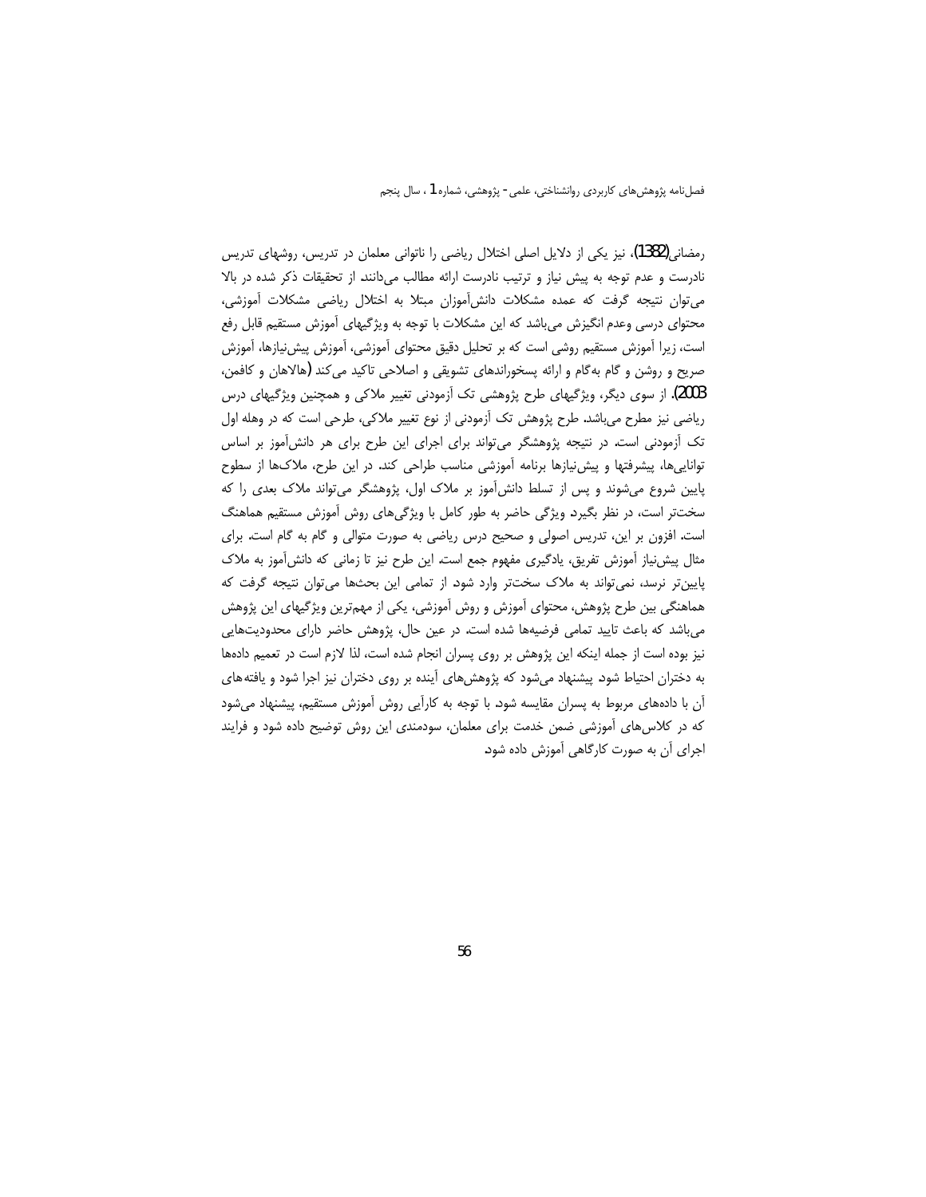رمضانی(1382)، نیز یکی از دلایل اصلی اختلال ریاضی را ناتوانی معلمان در تدریس، روشهای تدریس نادرست و عدم توجه به پیش نیاز و ترتیب نادرست ارائه مطالب می‌دانند. از تحقیقات ذکر شده در بالا می‌توان نتیجه گرفت که عمده مشکلات دانش‌آموزان مبتلا به اختلال ریاضی مشکلات آموزشی، محتوای درسی وعدم انگیزش می‌باشد که این مشکلات با توجه به ویژگیهای آموزش مستقیم قابل رفع است، زیرا آموزش مستقیم روشی است که بر تحلیل دقیق محتوای آموزشی، آموزش پیش‌نیازها، آموزش صریح و روشن و گام به‌گام و ارائه پسخوراندهای تشویقی و اصلاحی تاکید می‌کند (هالاهان و کافمن، 2003). از سوی دیگر، ویژگیهای طرح پژوهشی تک آزمودنی تغییر ملاکی و همچنین ویژگیهای درس ریاضی نیز مطرح می‌باشد. طرح پژوهش تک آزمودنی از نوع تغییر ملاکی، طرحی است که در وهله اول تک آزمودنی است. در نتیجه پژوهشگر می‌تواند برای اجرای این طرح برای هر دانش‌آموز بر اساس توانایی‌ها، پیشرفتها و پیش‌نیازها برنامه آموزشی مناسب طراحی کند. در این طرح، ملاک‌ها از سطوح پایین شروع می‌شوند و پس از تسلط دانش‌آموز بر ملاک اول، پژوهشگر می‌تواند ملاک بعدی را که سخت‌تر است، در نظر بگیرد. ویژگی حاضر به طور کامل با ویژگی‌های روش آموزش مستقیم هماهنگ است. افزون بر این، تدریس اصولی و صحیح درس ریاضی به صورت متوالی و گام به گام است. برای مثال پیش‌نیاز آموزش تفریق، یادگیری مفهوم جمع است. این طرح نیز تا زمانی که دانش‌آموز به ملاک پایین‌تر نرسد، نمی‌تواند به ملاک سخت‌تر وارد شود. از تمامی این بحثها می‌توان نتیجه گرفت که هماهنگی بین طرح پژوهش، محتوای آموزش و روش آموزشی، یکی از مهم‌ترین ویژگیهای این پژوهش می‌باشد که باعث تایید تمامی فرضیه‌ها شده است. در عین حال، پژوهش حاضر دارای محدودیتهایی نیز بوده است از جمله اینکه این پژوهش بر روی پسران انجام شده است، لذا لازم است در تعمیم داده‌ها به دختران احتیاط شود. پیشنهاد می‌شود که پژوهش‌های آینده بر روی دختران نیز اجرا شود و یافته‌های آن با داده‌های مربوط به پسران مقایسه شود. با توجه به کارآیی روش آموزش مستقیم، پیشنهاد می‌شود که در کلاس‌های آموزشی ضمن خدمت برای معلمان، سودمندی این روش توضیح داده شود و فرایند اجرای آن به صورت کارگاهی آموزش داده شود.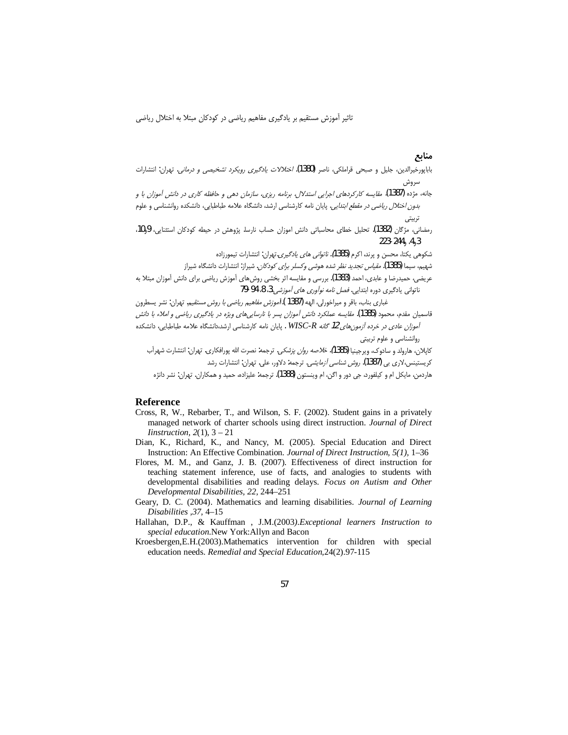## منابع

باباپورخیرالدین، جلیل و صبحی قراملکی، ناصر (1380). *اختلالات یادگیری رویکرد تشخیصی و درمانی*. تهران: انتشارات سروش

جانه، مژده (1387). *مقایسه کارکردهای اجرایی استدلال، برنامه ریزی، سازمان دهی و حافظه کاری در دانش آموزان با و بدون اختلال ریاضی در مقطع ابتدایی*. پایان نامه کارشناسی ارشد، دانشگاه علامه طباطبایی، دانشکده روانشناسی و علوم تربیتی

رمضانی، مژگان (1382). تحلیل خطای محاسباتی دانش اموزان حساب نارسا. پژوهش در حیطه کودکان استثنایی، 9و10، 3و4، 223-244.

شکوهی یکتا، محسن و پرند، اکرم (1385). *ناتوانی های یادگیری*.تهران: انتشارات تیمورزاده

شهیم، سیما (1385). *مقیاس تجدید نظر شده هوشی وکسلر برای کودکان*. شیراز: انتشارات دانشگاه شیراز

عریضی، حمیدرضا و عابدی، احمد (1383). بررسی و مقایسه اثر بخشی روش‌های آموزش ریاضی برای دانش آموزان مبتلا به ناتوانی یادگیری دوره ابتدایی. *فصل نامه نوآوری های آموزشی*،3، 8، 79-94

غباری بناب، باقر و میراخورلی، الهه (1387 ).*آموزش مفاهیم ریاضی با روش مستقیم*. تهران: نشر یسطرون

قاسمیان مقدم، محمود (1385). *مقایسه عملکرد دانش آموزان پسر با نارسایی‌های ویژه در یادگیری ریاضی و املاء با دانش آموزان عادی در خرده آزمون‌های 12 گانه WISC-R* . پایان نامه کارشناسی ارشد،دانشگاه علامه طباطبایی، دانشکده روانشناسی و علوم تربیتی

کاپلان، هارولد و سادوک، ویرجینیا (1385). *خلاصه روان پزشکی*. ترجمه: نصرت الله پورافکاری. تهران: انتشارت شهرآب

کریستینس،لاری بی (1387). *روش شناسی آزمایشی*. ترجمه: دلاور، علی. تهران: انتشارات رشد

هاردمن، مایکل ام و کیلفورد، جی دور و اگن، ام وینستون (1388). ترجمه: علیزاده، حمید و همکاران. تهران: نشر دانژه

## Reference

Cross, R, W., Rebarber, T., and Wilson, S. F. (2002). Student gains in a privately managed network of charter schools using direct instruction. *Journal of Direct Iinstruction, 2*(1), 3 – 21

Dian, K., Richard, K., and Nancy, M. (2005). Special Education and Direct Instruction: An Effective Combination. *Journal of Direct Instruction, 5(1)*, 1–36

Flores, M. M., and Ganz, J. B. (2007). Effectiveness of direct instruction for teaching statement inference, use of facts, and analogies to students with developmental disabilities and reading delays. *Focus on Autism and Other Developmental Disabilities, 22*, 244–251

Geary, D. C. (2004). Mathematics and learning disabilities. *Journal of Learning Disabilities ,37*, 4–15

Hallahan, D.P., & Kauffman , J.M.(2003).*Exceptional learners Instruction to special education*.New York:Allyn and Bacon

Kroesbergen,E.H.(2003).Mathematics intervention for children with special education needs. *Remedial and Special Education*,24(2).97-115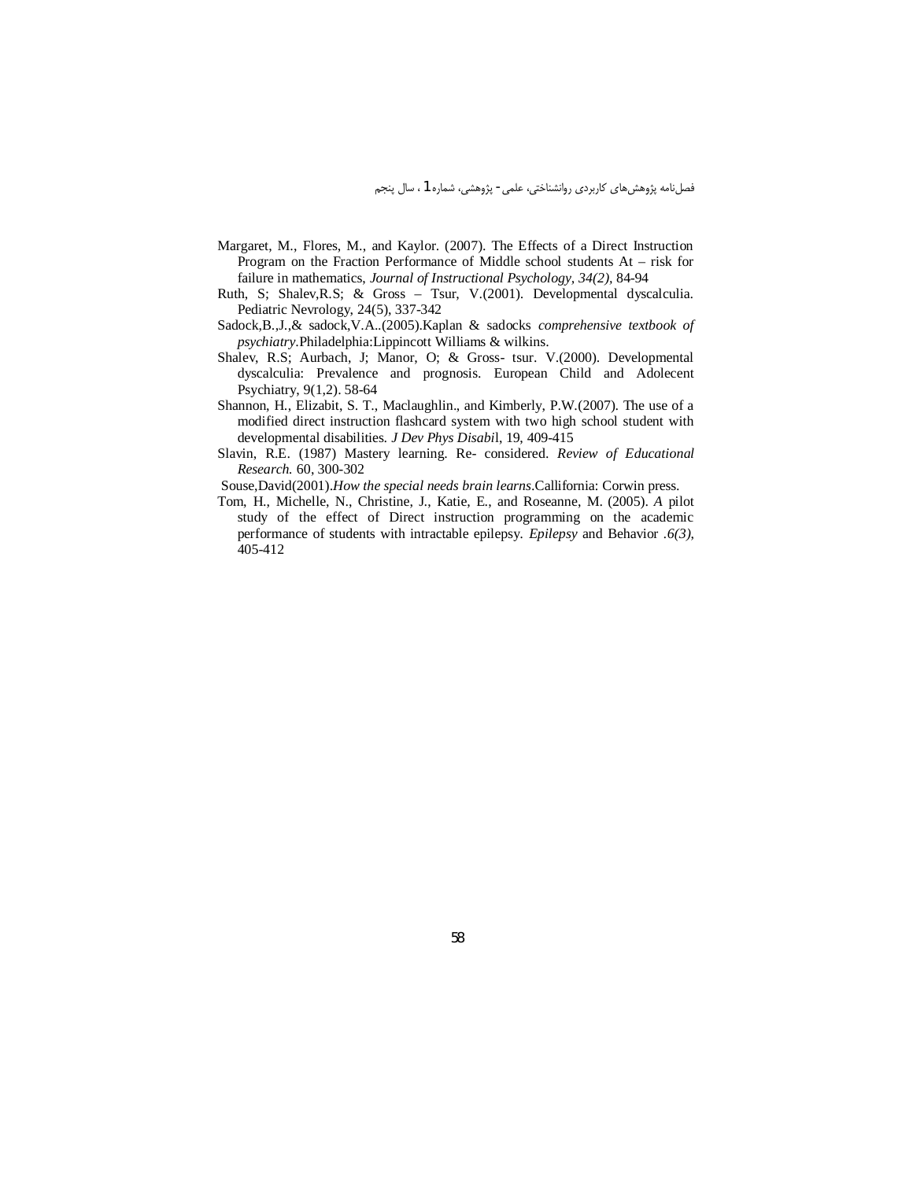Margaret, M., Flores, M., and Kaylor. (2007). The Effects of a Direct Instruction Program on the Fraction Performance of Middle school students At – risk for failure in mathematics, *Journal of Instructional Psychology, 34(2),* 84-94

Ruth, S; Shalev,R.S; & Gross – Tsur, V.(2001). Developmental dyscalculia. Pediatric Nevrology, 24(5), 337-342

Sadock,B.,J.,& sadock,V.A..(2005).Kaplan & sadocks *comprehensive textbook of psychiatry*.Philadelphia:Lippincott Williams & wilkins.

Shalev, R.S; Aurbach, J; Manor, O; & Gross- tsur. V.(2000). Developmental dyscalculia: Prevalence and prognosis. European Child and Adolecent Psychiatry, 9(1,2). 58-64

Shannon, H., Elizabit, S. T., Maclaughlin., and Kimberly, P.W.(2007). The use of a modified direct instruction flashcard system with two high school student with developmental disabilities. *J Dev Phys Disabi*l, 19, 409-415

Slavin, R.E. (1987) Mastery learning. Re- considered. *Review of Educational Research.* 60, 300-302

Souse,David(2001).*How the special needs brain learns*.Callifornia: Corwin press.

Tom, H., Michelle, N., Christine, J., Katie, E., and Roseanne, M. (2005). *A* pilot study of the effect of Direct instruction programming on the academic performance of students with intractable epilepsy. *Epilepsy* and Behavior *.6(3),* 405-412